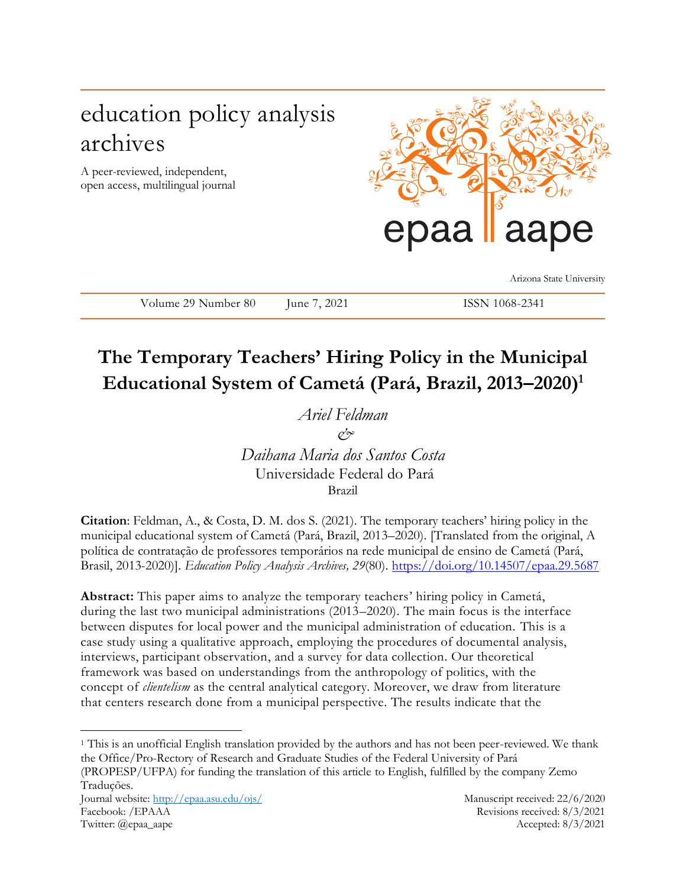# education policy analysis archives

A peer-reviewed, independent, open access, multilingual journal

epaa aape

Arizona State University

Volume 29 Number 80 June 7, 2021 ISSN 1068-2341

# The Temporary Teachers' Hiring Policy in the Municipal Educational System of Cametá (Pará, Brazil, 2013–2020)[1]

*Ariel Feldman*

*&*

*Daihana Maria dos Santos Costa*

Universidade Federal do Pará

Brazil

**Citation**: Feldman, A., & Costa, D. M. dos S. (2021). The temporary teachers' hiring policy in the municipal educational system of Cametá (Pará, Brazil, 2013–2020). [Translated from the original, A política de contratação de professores temporários na rede municipal de ensino de Cametá (Pará, Brasil, 2013-2020)]. *Education Policy Analysis Archives, 29*(80). https://doi.org/10.14507/epaa.29.5687

**Abstract:** This paper aims to analyze the temporary teachers' hiring policy in Cametá, during the last two municipal administrations (2013–2020). The main focus is the interface between disputes for local power and the municipal administration of education. This is a case study using a qualitative approach, employing the procedures of documental analysis, interviews, participant observation, and a survey for data collection. Our theoretical framework was based on understandings from the anthropology of politics, with the concept of *clientelism* as the central analytical category. Moreover, we draw from literature that centers research done from a municipal perspective. The results indicate that the

[1] This is an unofficial English translation provided by the authors and has not been peer-reviewed. We thank the Office/Pro-Rectory of Research and Graduate Studies of the Federal University of Pará (PROPESP/UFPA) for funding the translation of this article to English, fulfilled by the company Zemo Traduções.

Journal website: http://epaa.asu.edu/ojs/
Facebook: /EPAAA
Twitter: @epaa_aape

Manuscript received: 22/6/2020
Revisions received: 8/3/2021
Accepted: 8/3/2021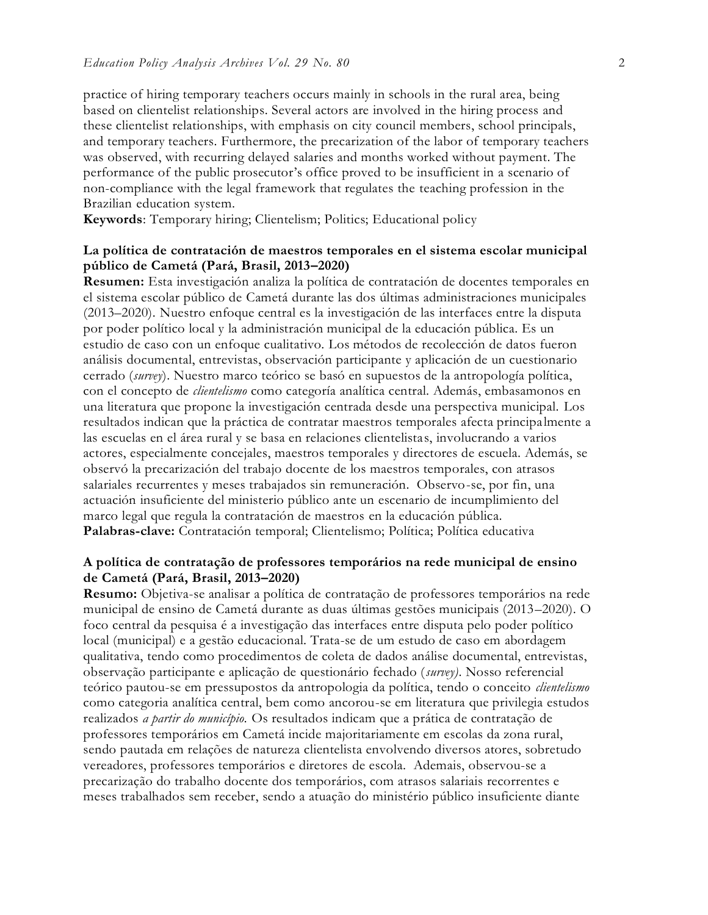practice of hiring temporary teachers occurs mainly in schools in the rural area, being based on clientelist relationships. Several actors are involved in the hiring process and these clientelist relationships, with emphasis on city council members, school principals, and temporary teachers. Furthermore, the precarization of the labor of temporary teachers was observed, with recurring delayed salaries and months worked without payment. The performance of the public prosecutor's office proved to be insufficient in a scenario of non-compliance with the legal framework that regulates the teaching profession in the Brazilian education system.

**Keywords**: Temporary hiring; Clientelism; Politics; Educational policy

**La política de contratación de maestros temporales en el sistema escolar municipal público de Cametá (Pará, Brasil, 2013–2020)**

**Resumen:** Esta investigación analiza la política de contratación de docentes temporales en el sistema escolar público de Cametá durante las dos últimas administraciones municipales (2013–2020). Nuestro enfoque central es la investigación de las interfaces entre la disputa por poder político local y la administración municipal de la educación pública. Es un estudio de caso con un enfoque cualitativo. Los métodos de recolección de datos fueron análisis documental, entrevistas, observación participante y aplicación de un cuestionario cerrado (*survey*). Nuestro marco teórico se basó en supuestos de la antropología política, con el concepto de *clientelismo* como categoría analítica central. Además, embasamonos en una literatura que propone la investigación centrada desde una perspectiva municipal. Los resultados indican que la práctica de contratar maestros temporales afecta principalmente a las escuelas en el área rural y se basa en relaciones clientelistas, involucrando a varios actores, especialmente concejales, maestros temporales y directores de escuela. Además, se observó la precarización del trabajo docente de los maestros temporales, con atrasos salariales recurrentes y meses trabajados sin remuneración. Observo-se, por fin, una actuación insuficiente del ministerio público ante un escenario de incumplimiento del marco legal que regula la contratación de maestros en la educación pública.

**Palabras-clave:** Contratación temporal; Clientelismo; Política; Política educativa

**A política de contratação de professores temporários na rede municipal de ensino de Cametá (Pará, Brasil, 2013–2020)**

**Resumo:** Objetiva-se analisar a política de contratação de professores temporários na rede municipal de ensino de Cametá durante as duas últimas gestões municipais (2013–2020). O foco central da pesquisa é a investigação das interfaces entre disputa pelo poder político local (municipal) e a gestão educacional. Trata-se de um estudo de caso em abordagem qualitativa, tendo como procedimentos de coleta de dados análise documental, entrevistas, observação participante e aplicação de questionário fechado (*survey)*. Nosso referencial teórico pautou-se em pressupostos da antropologia da política, tendo o conceito *clientelismo* como categoria analítica central, bem como ancorou-se em literatura que privilegia estudos realizados *a partir do município*. Os resultados indicam que a prática de contratação de professores temporários em Cametá incide majoritariamente em escolas da zona rural, sendo pautada em relações de natureza clientelista envolvendo diversos atores, sobretudo vereadores, professores temporários e diretores de escola. Ademais, observou-se a precarização do trabalho docente dos temporários, com atrasos salariais recorrentes e meses trabalhados sem receber, sendo a atuação do ministério público insuficiente diante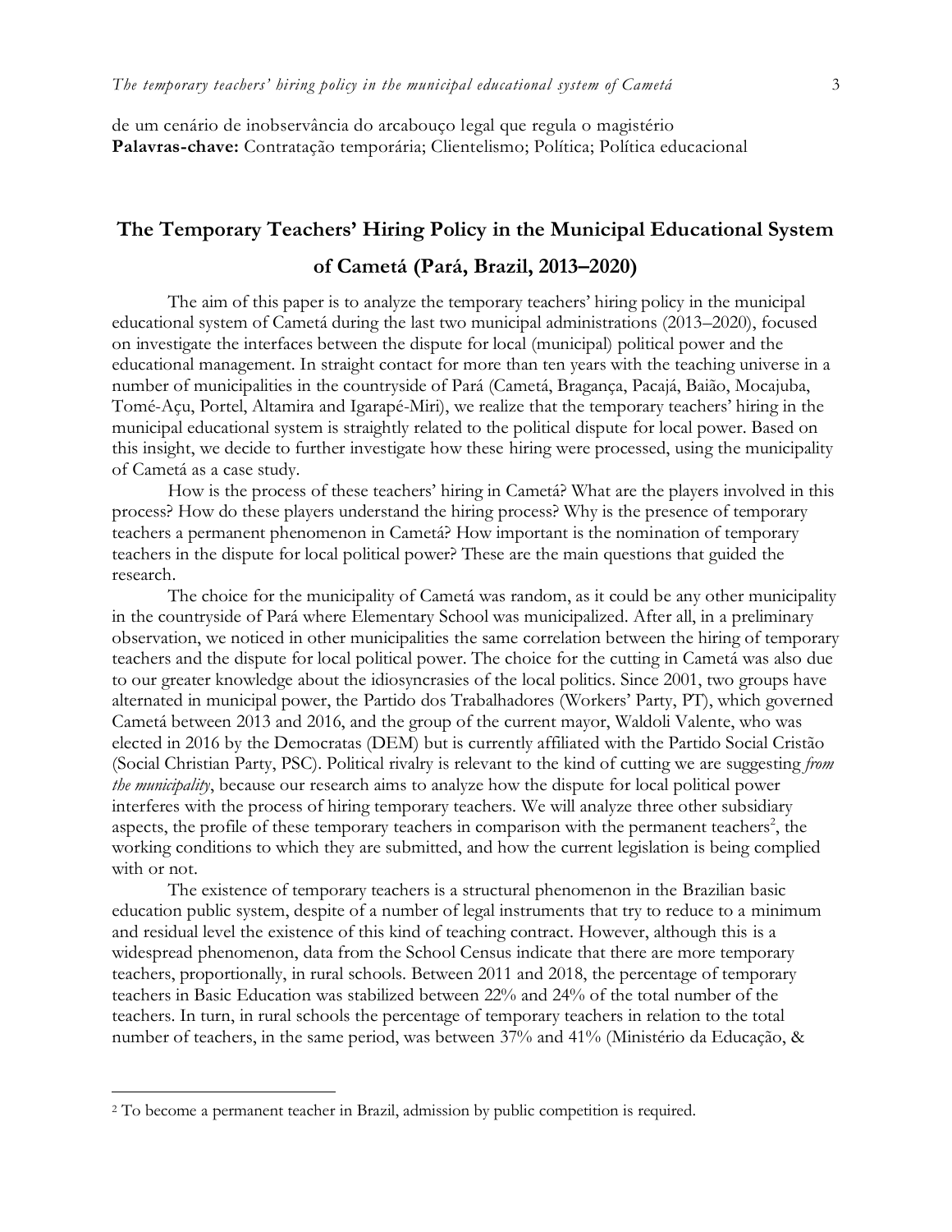de um cenário de inobservância do arcabouço legal que regula o magistério
**Palavras-chave:** Contratação temporária; Clientelismo; Política; Política educacional

## The Temporary Teachers' Hiring Policy in the Municipal Educational System of Cametá (Pará, Brazil, 2013–2020)

The aim of this paper is to analyze the temporary teachers' hiring policy in the municipal educational system of Cametá during the last two municipal administrations (2013–2020), focused on investigate the interfaces between the dispute for local (municipal) political power and the educational management. In straight contact for more than ten years with the teaching universe in a number of municipalities in the countryside of Pará (Cametá, Bragança, Pacajá, Baião, Mocajuba, Tomé-Açu, Portel, Altamira and Igarapé-Miri), we realize that the temporary teachers' hiring in the municipal educational system is straightly related to the political dispute for local power. Based on this insight, we decide to further investigate how these hiring were processed, using the municipality of Cametá as a case study.

How is the process of these teachers' hiring in Cametá? What are the players involved in this process? How do these players understand the hiring process? Why is the presence of temporary teachers a permanent phenomenon in Cametá? How important is the nomination of temporary teachers in the dispute for local political power? These are the main questions that guided the research.

The choice for the municipality of Cametá was random, as it could be any other municipality in the countryside of Pará where Elementary School was municipalized. After all, in a preliminary observation, we noticed in other municipalities the same correlation between the hiring of temporary teachers and the dispute for local political power. The choice for the cutting in Cametá was also due to our greater knowledge about the idiosyncrasies of the local politics. Since 2001, two groups have alternated in municipal power, the Partido dos Trabalhadores (Workers' Party, PT), which governed Cametá between 2013 and 2016, and the group of the current mayor, Waldoli Valente, who was elected in 2016 by the Democratas (DEM) but is currently affiliated with the Partido Social Cristão (Social Christian Party, PSC). Political rivalry is relevant to the kind of cutting we are suggesting *from the municipality*, because our research aims to analyze how the dispute for local political power interferes with the process of hiring temporary teachers. We will analyze three other subsidiary aspects, the profile of these temporary teachers in comparison with the permanent teachers[2], the working conditions to which they are submitted, and how the current legislation is being complied with or not.

The existence of temporary teachers is a structural phenomenon in the Brazilian basic education public system, despite of a number of legal instruments that try to reduce to a minimum and residual level the existence of this kind of teaching contract. However, although this is a widespread phenomenon, data from the School Census indicate that there are more temporary teachers, proportionally, in rural schools. Between 2011 and 2018, the percentage of temporary teachers in Basic Education was stabilized between 22% and 24% of the total number of the teachers. In turn, in rural schools the percentage of temporary teachers in relation to the total number of teachers, in the same period, was between 37% and 41% (Ministério da Educação, &

---

[2] To become a permanent teacher in Brazil, admission by public competition is required.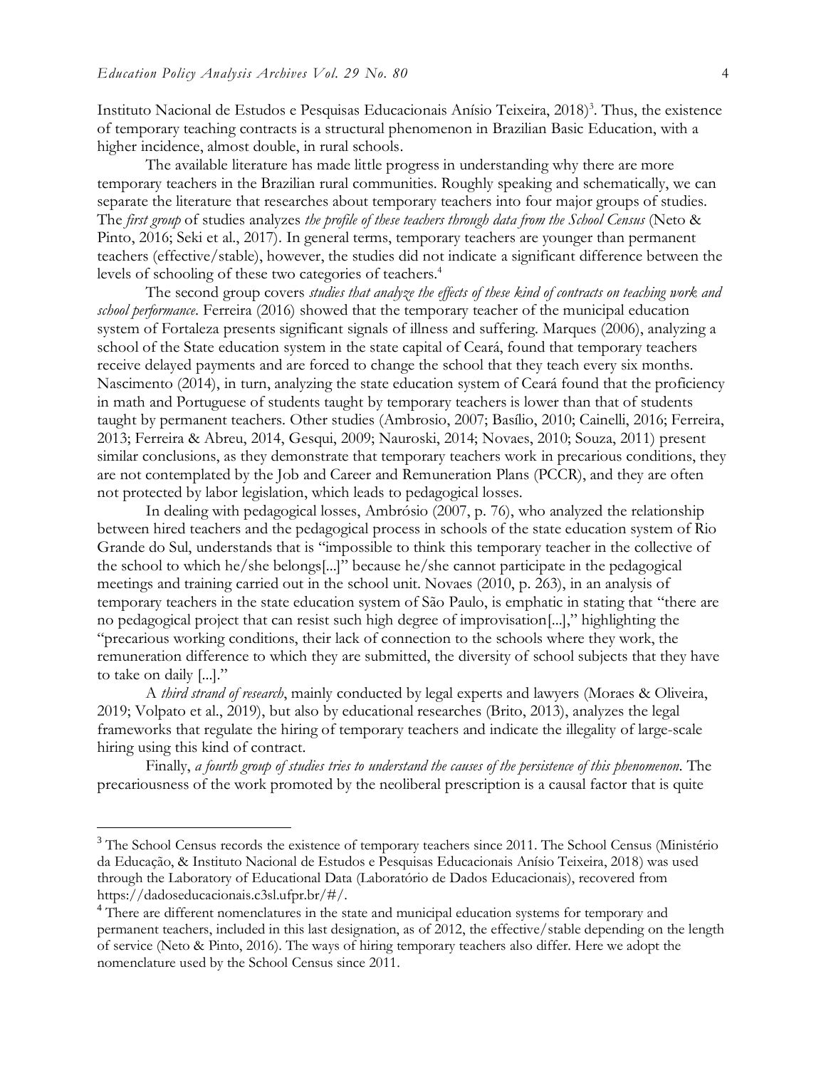Instituto Nacional de Estudos e Pesquisas Educacionais Anísio Teixeira, 2018)[3]. Thus, the existence of temporary teaching contracts is a structural phenomenon in Brazilian Basic Education, with a higher incidence, almost double, in rural schools.

The available literature has made little progress in understanding why there are more temporary teachers in the Brazilian rural communities. Roughly speaking and schematically, we can separate the literature that researches about temporary teachers into four major groups of studies. The *first group* of studies analyzes *the profile of these teachers through data from the School Census* (Neto & Pinto, 2016; Seki et al., 2017). In general terms, temporary teachers are younger than permanent teachers (effective/stable), however, the studies did not indicate a significant difference between the levels of schooling of these two categories of teachers.[4]

The second group covers *studies that analyze the effects of these kind of contracts on teaching work and school performance*. Ferreira (2016) showed that the temporary teacher of the municipal education system of Fortaleza presents significant signals of illness and suffering. Marques (2006), analyzing a school of the State education system in the state capital of Ceará, found that temporary teachers receive delayed payments and are forced to change the school that they teach every six months. Nascimento (2014), in turn, analyzing the state education system of Ceará found that the proficiency in math and Portuguese of students taught by temporary teachers is lower than that of students taught by permanent teachers. Other studies (Ambrosio, 2007; Basílio, 2010; Cainelli, 2016; Ferreira, 2013; Ferreira & Abreu, 2014, Gesqui, 2009; Nauroski, 2014; Novaes, 2010; Souza, 2011) present similar conclusions, as they demonstrate that temporary teachers work in precarious conditions, they are not contemplated by the Job and Career and Remuneration Plans (PCCR), and they are often not protected by labor legislation, which leads to pedagogical losses.

In dealing with pedagogical losses, Ambrósio (2007, p. 76), who analyzed the relationship between hired teachers and the pedagogical process in schools of the state education system of Rio Grande do Sul, understands that is "impossible to think this temporary teacher in the collective of the school to which he/she belongs[...]" because he/she cannot participate in the pedagogical meetings and training carried out in the school unit. Novaes (2010, p. 263), in an analysis of temporary teachers in the state education system of São Paulo, is emphatic in stating that "there are no pedagogical project that can resist such high degree of improvisation[...]," highlighting the "precarious working conditions, their lack of connection to the schools where they work, the remuneration difference to which they are submitted, the diversity of school subjects that they have to take on daily [...]."

A *third strand of research*, mainly conducted by legal experts and lawyers (Moraes & Oliveira, 2019; Volpato et al., 2019), but also by educational researches (Brito, 2013), analyzes the legal frameworks that regulate the hiring of temporary teachers and indicate the illegality of large-scale hiring using this kind of contract.

Finally, *a fourth group of studies tries to understand the causes of the persistence of this phenomenon*. The precariousness of the work promoted by the neoliberal prescription is a causal factor that is quite

---

[3] The School Census records the existence of temporary teachers since 2011. The School Census (Ministério da Educação, & Instituto Nacional de Estudos e Pesquisas Educacionais Anísio Teixeira, 2018) was used through the Laboratory of Educational Data (Laboratório de Dados Educacionais), recovered from https://dadoseducacionais.c3sl.ufpr.br/#/.

[4] There are different nomenclatures in the state and municipal education systems for temporary and permanent teachers, included in this last designation, as of 2012, the effective/stable depending on the length of service (Neto & Pinto, 2016). The ways of hiring temporary teachers also differ. Here we adopt the nomenclature used by the School Census since 2011.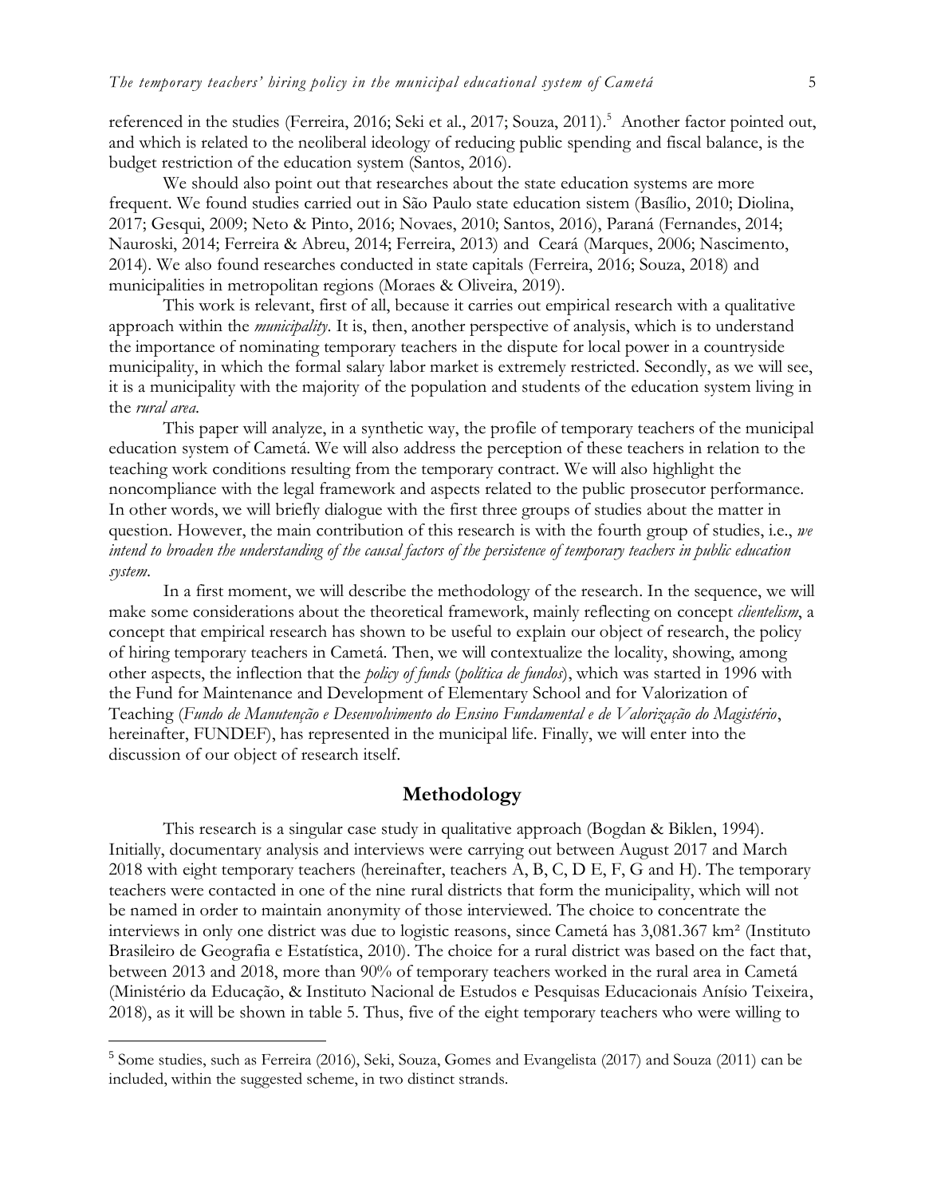referenced in the studies (Ferreira, 2016; Seki et al., 2017; Souza, 2011).[5] Another factor pointed out, and which is related to the neoliberal ideology of reducing public spending and fiscal balance, is the budget restriction of the education system (Santos, 2016).

We should also point out that researches about the state education systems are more frequent. We found studies carried out in São Paulo state education sistem (Basílio, 2010; Diolina, 2017; Gesqui, 2009; Neto & Pinto, 2016; Novaes, 2010; Santos, 2016), Paraná (Fernandes, 2014; Nauroski, 2014; Ferreira & Abreu, 2014; Ferreira, 2013) and Ceará (Marques, 2006; Nascimento, 2014). We also found researches conducted in state capitals (Ferreira, 2016; Souza, 2018) and municipalities in metropolitan regions (Moraes & Oliveira, 2019).

This work is relevant, first of all, because it carries out empirical research with a qualitative approach within the *municipality*. It is, then, another perspective of analysis, which is to understand the importance of nominating temporary teachers in the dispute for local power in a countryside municipality, in which the formal salary labor market is extremely restricted. Secondly, as we will see, it is a municipality with the majority of the population and students of the education system living in the *rural area*.

This paper will analyze, in a synthetic way, the profile of temporary teachers of the municipal education system of Cametá. We will also address the perception of these teachers in relation to the teaching work conditions resulting from the temporary contract. We will also highlight the noncompliance with the legal framework and aspects related to the public prosecutor performance. In other words, we will briefly dialogue with the first three groups of studies about the matter in question. However, the main contribution of this research is with the fourth group of studies, i.e., *we intend to broaden the understanding of the causal factors of the persistence of temporary teachers in public education system*.

In a first moment, we will describe the methodology of the research. In the sequence, we will make some considerations about the theoretical framework, mainly reflecting on concept *clientelism*, a concept that empirical research has shown to be useful to explain our object of research, the policy of hiring temporary teachers in Cametá. Then, we will contextualize the locality, showing, among other aspects, the inflection that the *policy of funds* (*política de fundos*), which was started in 1996 with the Fund for Maintenance and Development of Elementary School and for Valorization of Teaching (*Fundo de Manutenção e Desenvolvimento do Ensino Fundamental e de Valorização do Magistério*, hereinafter, FUNDEF), has represented in the municipal life. Finally, we will enter into the discussion of our object of research itself.

## Methodology

This research is a singular case study in qualitative approach (Bogdan & Biklen, 1994). Initially, documentary analysis and interviews were carrying out between August 2017 and March 2018 with eight temporary teachers (hereinafter, teachers A, B, C, D E, F, G and H). The temporary teachers were contacted in one of the nine rural districts that form the municipality, which will not be named in order to maintain anonymity of those interviewed. The choice to concentrate the interviews in only one district was due to logistic reasons, since Cametá has 3,081.367 km² (Instituto Brasileiro de Geografia e Estatística, 2010). The choice for a rural district was based on the fact that, between 2013 and 2018, more than 90% of temporary teachers worked in the rural area in Cametá (Ministério da Educação, & Instituto Nacional de Estudos e Pesquisas Educacionais Anísio Teixeira, 2018), as it will be shown in table 5. Thus, five of the eight temporary teachers who were willing to

[5] Some studies, such as Ferreira (2016), Seki, Souza, Gomes and Evangelista (2017) and Souza (2011) can be included, within the suggested scheme, in two distinct strands.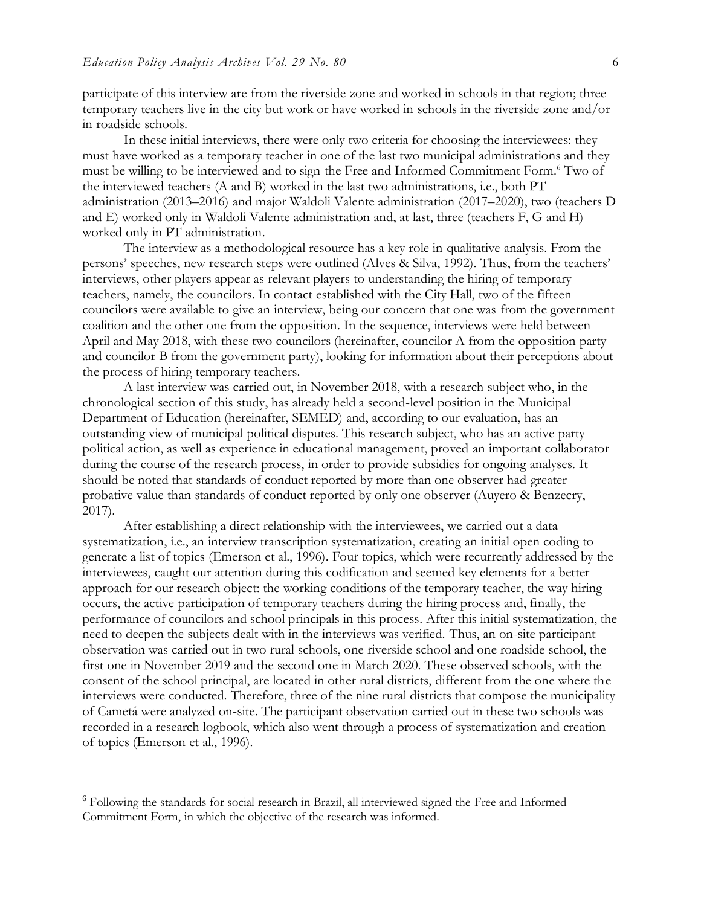participate of this interview are from the riverside zone and worked in schools in that region; three temporary teachers live in the city but work or have worked in schools in the riverside zone and/or in roadside schools.

In these initial interviews, there were only two criteria for choosing the interviewees: they must have worked as a temporary teacher in one of the last two municipal administrations and they must be willing to be interviewed and to sign the Free and Informed Commitment Form.[6] Two of the interviewed teachers (A and B) worked in the last two administrations, i.e., both PT administration (2013–2016) and major Waldoli Valente administration (2017–2020), two (teachers D and E) worked only in Waldoli Valente administration and, at last, three (teachers F, G and H) worked only in PT administration.

The interview as a methodological resource has a key role in qualitative analysis. From the persons' speeches, new research steps were outlined (Alves & Silva, 1992). Thus, from the teachers' interviews, other players appear as relevant players to understanding the hiring of temporary teachers, namely, the councilors. In contact established with the City Hall, two of the fifteen councilors were available to give an interview, being our concern that one was from the government coalition and the other one from the opposition. In the sequence, interviews were held between April and May 2018, with these two councilors (hereinafter, councilor A from the opposition party and councilor B from the government party), looking for information about their perceptions about the process of hiring temporary teachers.

A last interview was carried out, in November 2018, with a research subject who, in the chronological section of this study, has already held a second-level position in the Municipal Department of Education (hereinafter, SEMED) and, according to our evaluation, has an outstanding view of municipal political disputes. This research subject, who has an active party political action, as well as experience in educational management, proved an important collaborator during the course of the research process, in order to provide subsidies for ongoing analyses. It should be noted that standards of conduct reported by more than one observer had greater probative value than standards of conduct reported by only one observer (Auyero & Benzecry, 2017).

After establishing a direct relationship with the interviewees, we carried out a data systematization, i.e., an interview transcription systematization, creating an initial open coding to generate a list of topics (Emerson et al., 1996). Four topics, which were recurrently addressed by the interviewees, caught our attention during this codification and seemed key elements for a better approach for our research object: the working conditions of the temporary teacher, the way hiring occurs, the active participation of temporary teachers during the hiring process and, finally, the performance of councilors and school principals in this process. After this initial systematization, the need to deepen the subjects dealt with in the interviews was verified. Thus, an on-site participant observation was carried out in two rural schools, one riverside school and one roadside school, the first one in November 2019 and the second one in March 2020. These observed schools, with the consent of the school principal, are located in other rural districts, different from the one where the interviews were conducted. Therefore, three of the nine rural districts that compose the municipality of Cametá were analyzed on-site. The participant observation carried out in these two schools was recorded in a research logbook, which also went through a process of systematization and creation of topics (Emerson et al., 1996).

---

[6] Following the standards for social research in Brazil, all interviewed signed the Free and Informed Commitment Form, in which the objective of the research was informed.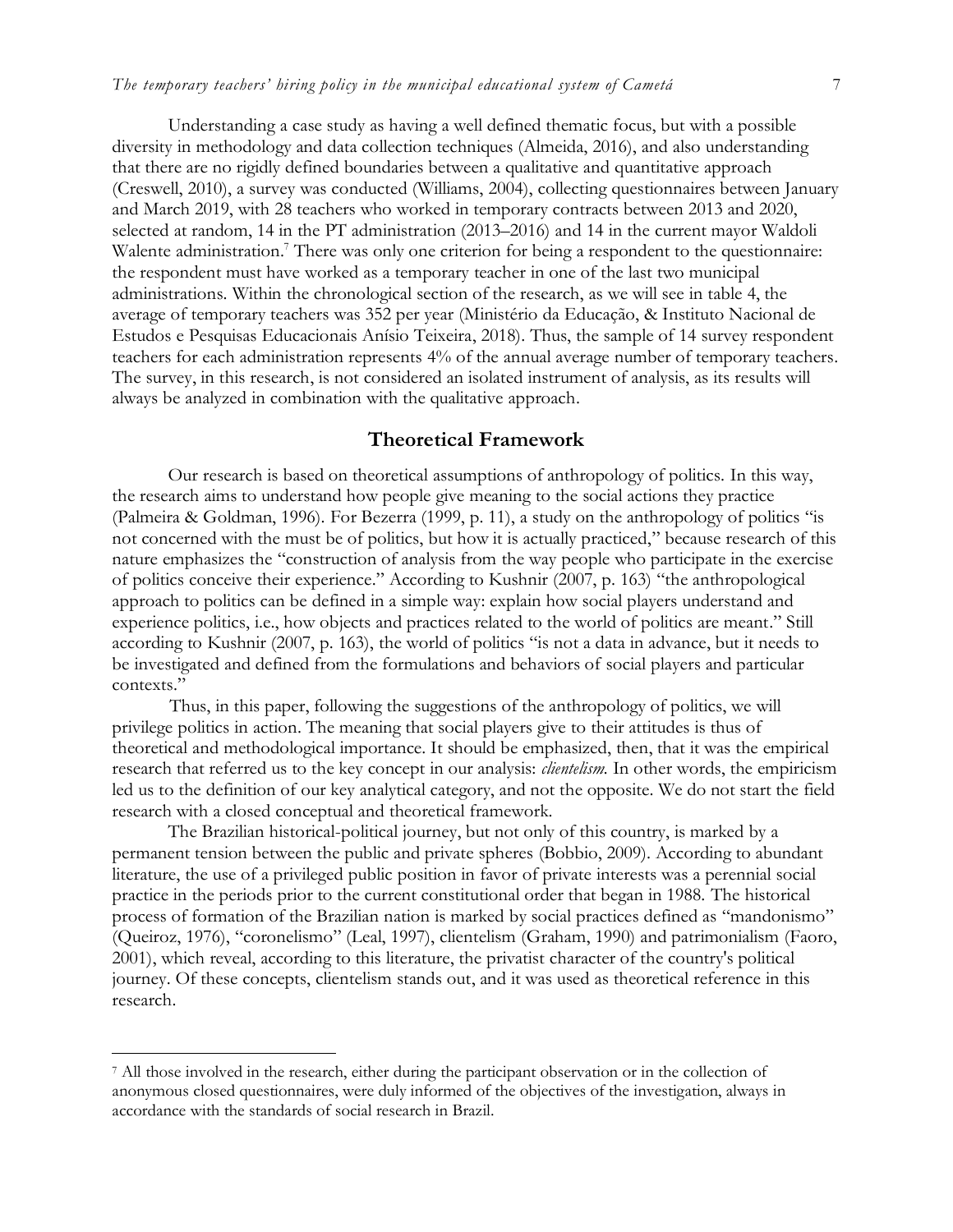Understanding a case study as having a well defined thematic focus, but with a possible diversity in methodology and data collection techniques (Almeida, 2016), and also understanding that there are no rigidly defined boundaries between a qualitative and quantitative approach (Creswell, 2010), a survey was conducted (Williams, 2004), collecting questionnaires between January and March 2019, with 28 teachers who worked in temporary contracts between 2013 and 2020, selected at random, 14 in the PT administration (2013–2016) and 14 in the current mayor Waldoli Walente administration.[7] There was only one criterion for being a respondent to the questionnaire: the respondent must have worked as a temporary teacher in one of the last two municipal administrations. Within the chronological section of the research, as we will see in table 4, the average of temporary teachers was 352 per year (Ministério da Educação, & Instituto Nacional de Estudos e Pesquisas Educacionais Anísio Teixeira, 2018). Thus, the sample of 14 survey respondent teachers for each administration represents 4% of the annual average number of temporary teachers. The survey, in this research, is not considered an isolated instrument of analysis, as its results will always be analyzed in combination with the qualitative approach.

## Theoretical Framework

Our research is based on theoretical assumptions of anthropology of politics. In this way, the research aims to understand how people give meaning to the social actions they practice (Palmeira & Goldman, 1996). For Bezerra (1999, p. 11), a study on the anthropology of politics "is not concerned with the must be of politics, but how it is actually practiced," because research of this nature emphasizes the "construction of analysis from the way people who participate in the exercise of politics conceive their experience." According to Kushnir (2007, p. 163) "the anthropological approach to politics can be defined in a simple way: explain how social players understand and experience politics, i.e., how objects and practices related to the world of politics are meant." Still according to Kushnir (2007, p. 163), the world of politics "is not a data in advance, but it needs to be investigated and defined from the formulations and behaviors of social players and particular contexts."

Thus, in this paper, following the suggestions of the anthropology of politics, we will privilege politics in action. The meaning that social players give to their attitudes is thus of theoretical and methodological importance. It should be emphasized, then, that it was the empirical research that referred us to the key concept in our analysis: *clientelism*. In other words, the empiricism led us to the definition of our key analytical category, and not the opposite. We do not start the field research with a closed conceptual and theoretical framework.

The Brazilian historical-political journey, but not only of this country, is marked by a permanent tension between the public and private spheres (Bobbio, 2009). According to abundant literature, the use of a privileged public position in favor of private interests was a perennial social practice in the periods prior to the current constitutional order that began in 1988. The historical process of formation of the Brazilian nation is marked by social practices defined as "mandonismo" (Queiroz, 1976), "coronelismo" (Leal, 1997), clientelism (Graham, 1990) and patrimonialism (Faoro, 2001), which reveal, according to this literature, the privatist character of the country's political journey. Of these concepts, clientelism stands out, and it was used as theoretical reference in this research.

[7] All those involved in the research, either during the participant observation or in the collection of anonymous closed questionnaires, were duly informed of the objectives of the investigation, always in accordance with the standards of social research in Brazil.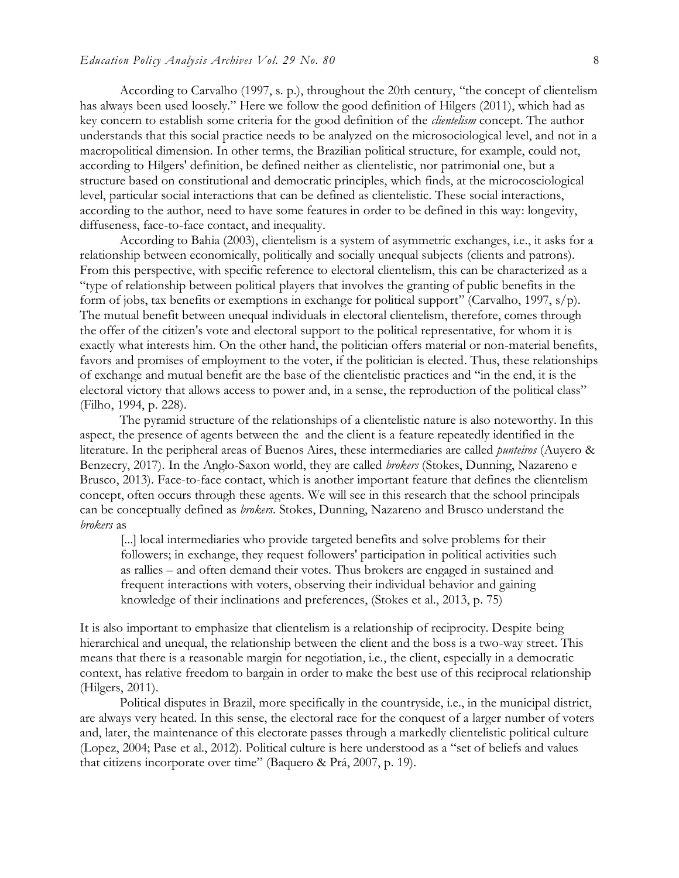According to Carvalho (1997, s. p.), throughout the 20th century, "the concept of clientelism has always been used loosely." Here we follow the good definition of Hilgers (2011), which had as key concern to establish some criteria for the good definition of the *clientelism* concept. The author understands that this social practice needs to be analyzed on the microsociological level, and not in a macropolitical dimension. In other terms, the Brazilian political structure, for example, could not, according to Hilgers' definition, be defined neither as clientelistic, nor patrimonial one, but a structure based on constitutional and democratic principles, which finds, at the microcosciological level, particular social interactions that can be defined as clientelistic. These social interactions, according to the author, need to have some features in order to be defined in this way: longevity, diffuseness, face-to-face contact, and inequality.

According to Bahia (2003), clientelism is a system of asymmetric exchanges, i.e., it asks for a relationship between economically, politically and socially unequal subjects (clients and patrons). From this perspective, with specific reference to electoral clientelism, this can be characterized as a "type of relationship between political players that involves the granting of public benefits in the form of jobs, tax benefits or exemptions in exchange for political support" (Carvalho, 1997, s/p). The mutual benefit between unequal individuals in electoral clientelism, therefore, comes through the offer of the citizen's vote and electoral support to the political representative, for whom it is exactly what interests him. On the other hand, the politician offers material or non-material benefits, favors and promises of employment to the voter, if the politician is elected. Thus, these relationships of exchange and mutual benefit are the base of the clientelistic practices and "in the end, it is the electoral victory that allows access to power and, in a sense, the reproduction of the political class" (Filho, 1994, p. 228).

The pyramid structure of the relationships of a clientelistic nature is also noteworthy. In this aspect, the presence of agents between the  and the client is a feature repeatedly identified in the literature. In the peripheral areas of Buenos Aires, these intermediaries are called *punteiros* (Auyero & Benzecry, 2017). In the Anglo-Saxon world, they are called *brokers* (Stokes, Dunning, Nazareno e Brusco, 2013). Face-to-face contact, which is another important feature that defines the clientelism concept, often occurs through these agents. We will see in this research that the school principals can be conceptually defined as *brokers*. Stokes, Dunning, Nazareno and Brusco understand the *brokers* as

> [...] local intermediaries who provide targeted benefits and solve problems for their followers; in exchange, they request followers' participation in political activities such as rallies – and often demand their votes. Thus brokers are engaged in sustained and frequent interactions with voters, observing their individual behavior and gaining knowledge of their inclinations and preferences, (Stokes et al., 2013, p. 75)

It is also important to emphasize that clientelism is a relationship of reciprocity. Despite being hierarchical and unequal, the relationship between the client and the boss is a two-way street. This means that there is a reasonable margin for negotiation, i.e., the client, especially in a democratic context, has relative freedom to bargain in order to make the best use of this reciprocal relationship (Hilgers, 2011).

Political disputes in Brazil, more specifically in the countryside, i.e., in the municipal district, are always very heated. In this sense, the electoral race for the conquest of a larger number of voters and, later, the maintenance of this electorate passes through a markedly clientelistic political culture (Lopez, 2004; Pase et al., 2012). Political culture is here understood as a "set of beliefs and values that citizens incorporate over time" (Baquero & Prá, 2007, p. 19).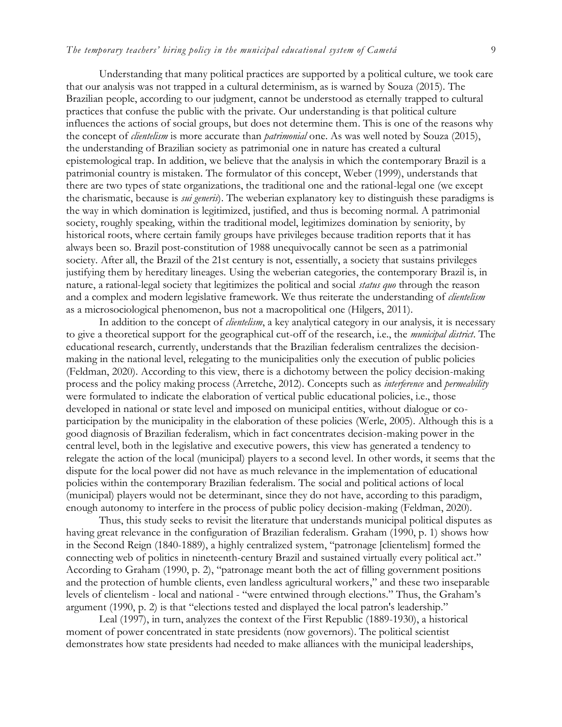Understanding that many political practices are supported by a political culture, we took care that our analysis was not trapped in a cultural determinism, as is warned by Souza (2015). The Brazilian people, according to our judgment, cannot be understood as eternally trapped to cultural practices that confuse the public with the private. Our understanding is that political culture influences the actions of social groups, but does not determine them. This is one of the reasons why the concept of *clientelism* is more accurate than *patrimonial* one. As was well noted by Souza (2015), the understanding of Brazilian society as patrimonial one in nature has created a cultural epistemological trap. In addition, we believe that the analysis in which the contemporary Brazil is a patrimonial country is mistaken. The formulator of this concept, Weber (1999), understands that there are two types of state organizations, the traditional one and the rational-legal one (we except the charismatic, because is *sui generis*). The weberian explanatory key to distinguish these paradigms is the way in which domination is legitimized, justified, and thus is becoming normal. A patrimonial society, roughly speaking, within the traditional model, legitimizes domination by seniority, by historical roots, where certain family groups have privileges because tradition reports that it has always been so. Brazil post-constitution of 1988 unequivocally cannot be seen as a patrimonial society. After all, the Brazil of the 21st century is not, essentially, a society that sustains privileges justifying them by hereditary lineages. Using the weberian categories, the contemporary Brazil is, in nature, a rational-legal society that legitimizes the political and social *status quo* through the reason and a complex and modern legislative framework. We thus reiterate the understanding of *clientelism* as a microsociological phenomenon, bus not a macropolitical one (Hilgers, 2011).

In addition to the concept of *clientelism*, a key analytical category in our analysis, it is necessary to give a theoretical support for the geographical cut-off of the research, i.e., the *municipal district*. The educational research, currently, understands that the Brazilian federalism centralizes the decision-making in the national level, relegating to the municipalities only the execution of public policies (Feldman, 2020). According to this view, there is a dichotomy between the policy decision-making process and the policy making process (Arretche, 2012). Concepts such as *interference* and *permeability* were formulated to indicate the elaboration of vertical public educational policies, i.e., those developed in national or state level and imposed on municipal entities, without dialogue or co-participation by the municipality in the elaboration of these policies (Werle, 2005). Although this is a good diagnosis of Brazilian federalism, which in fact concentrates decision-making power in the central level, both in the legislative and executive powers, this view has generated a tendency to relegate the action of the local (municipal) players to a second level. In other words, it seems that the dispute for the local power did not have as much relevance in the implementation of educational policies within the contemporary Brazilian federalism. The social and political actions of local (municipal) players would not be determinant, since they do not have, according to this paradigm, enough autonomy to interfere in the process of public policy decision-making (Feldman, 2020).

Thus, this study seeks to revisit the literature that understands municipal political disputes as having great relevance in the configuration of Brazilian federalism. Graham (1990, p. 1) shows how in the Second Reign (1840-1889), a highly centralized system, "patronage [clientelism] formed the connecting web of politics in nineteenth-century Brazil and sustained virtually every political act." According to Graham (1990, p. 2), "patronage meant both the act of filling government positions and the protection of humble clients, even landless agricultural workers," and these two inseparable levels of clientelism - local and national - "were entwined through elections." Thus, the Graham's argument (1990, p. 2) is that "elections tested and displayed the local patron's leadership."

Leal (1997), in turn, analyzes the context of the First Republic (1889-1930), a historical moment of power concentrated in state presidents (now governors). The political scientist demonstrates how state presidents had needed to make alliances with the municipal leaderships,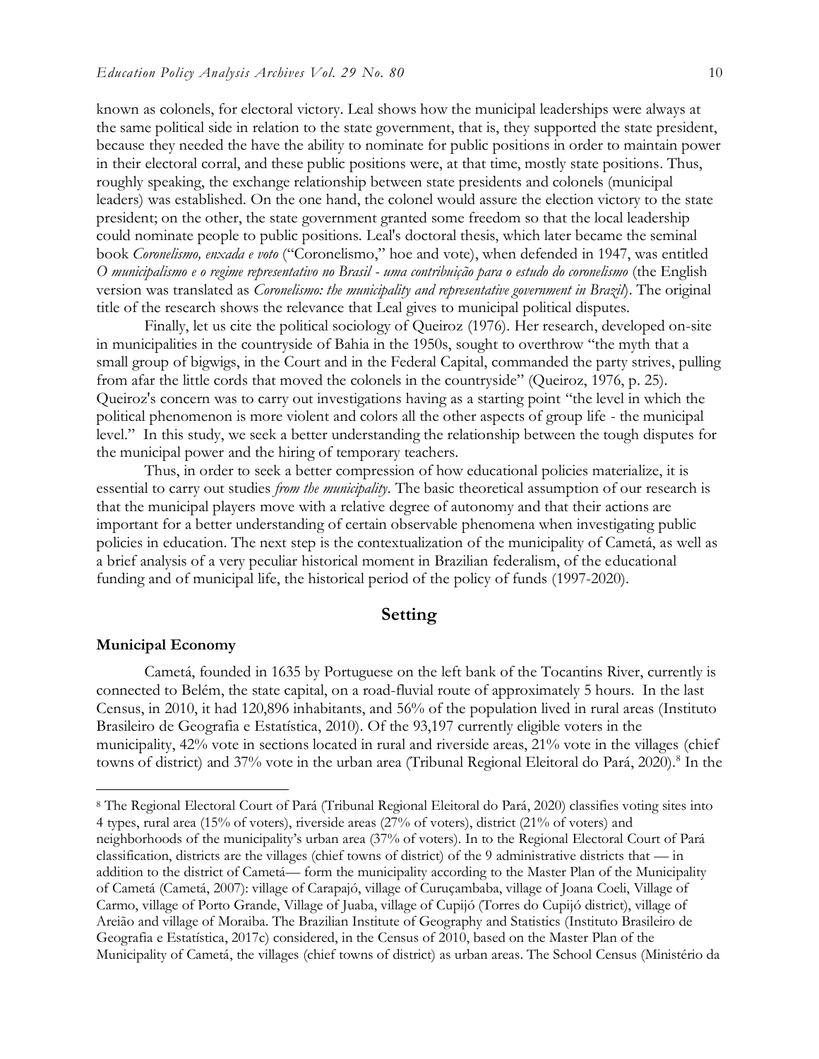known as colonels, for electoral victory. Leal shows how the municipal leaderships were always at the same political side in relation to the state government, that is, they supported the state president, because they needed the have the ability to nominate for public positions in order to maintain power in their electoral corral, and these public positions were, at that time, mostly state positions. Thus, roughly speaking, the exchange relationship between state presidents and colonels (municipal leaders) was established. On the one hand, the colonel would assure the election victory to the state president; on the other, the state government granted some freedom so that the local leadership could nominate people to public positions. Leal's doctoral thesis, which later became the seminal book *Coronelismo, enxada e voto* ("Coronelismo," hoe and vote), when defended in 1947, was entitled *O municipalismo e o regime representativo no Brasil - uma contribuição para o estudo do coronelismo* (the English version was translated as *Coronelismo: the municipality and representative government in Brazil*). The original title of the research shows the relevance that Leal gives to municipal political disputes.

Finally, let us cite the political sociology of Queiroz (1976). Her research, developed on-site in municipalities in the countryside of Bahia in the 1950s, sought to overthrow "the myth that a small group of bigwigs, in the Court and in the Federal Capital, commanded the party strives, pulling from afar the little cords that moved the colonels in the countryside" (Queiroz, 1976, p. 25). Queiroz's concern was to carry out investigations having as a starting point "the level in which the political phenomenon is more violent and colors all the other aspects of group life - the municipal level." In this study, we seek a better understanding the relationship between the tough disputes for the municipal power and the hiring of temporary teachers.

Thus, in order to seek a better compression of how educational policies materialize, it is essential to carry out studies *from the municipality*. The basic theoretical assumption of our research is that the municipal players move with a relative degree of autonomy and that their actions are important for a better understanding of certain observable phenomena when investigating public policies in education. The next step is the contextualization of the municipality of Cametá, as well as a brief analysis of a very peculiar historical moment in Brazilian federalism, of the educational funding and of municipal life, the historical period of the policy of funds (1997-2020).

## Setting

### Municipal Economy

Cametá, founded in 1635 by Portuguese on the left bank of the Tocantins River, currently is connected to Belém, the state capital, on a road-fluvial route of approximately 5 hours. In the last Census, in 2010, it had 120,896 inhabitants, and 56% of the population lived in rural areas (Instituto Brasileiro de Geografia e Estatística, 2010). Of the 93,197 currently eligible voters in the municipality, 42% vote in sections located in rural and riverside areas, 21% vote in the villages (chief towns of district) and 37% vote in the urban area (Tribunal Regional Eleitoral do Pará, 2020).[8] In the

---

[8] The Regional Electoral Court of Pará (Tribunal Regional Eleitoral do Pará, 2020) classifies voting sites into 4 types, rural area (15% of voters), riverside areas (27% of voters), district (21% of voters) and neighborhoods of the municipality's urban area (37% of voters). In to the Regional Electoral Court of Pará classification, districts are the villages (chief towns of district) of the 9 administrative districts that — in addition to the district of Cametá— form the municipality according to the Master Plan of the Municipality of Cametá (Cametá, 2007): village of Carapajó, village of Curuçambaba, village of Joana Coeli, Village of Carmo, village of Porto Grande, Village of Juaba, village of Cupijó (Torres do Cupijó district), village of Areião and village of Moraiba. The Brazilian Institute of Geography and Statistics (Instituto Brasileiro de Geografia e Estatística, 2017c) considered, in the Census of 2010, based on the Master Plan of the Municipality of Cametá, the villages (chief towns of district) as urban areas. The School Census (Ministério da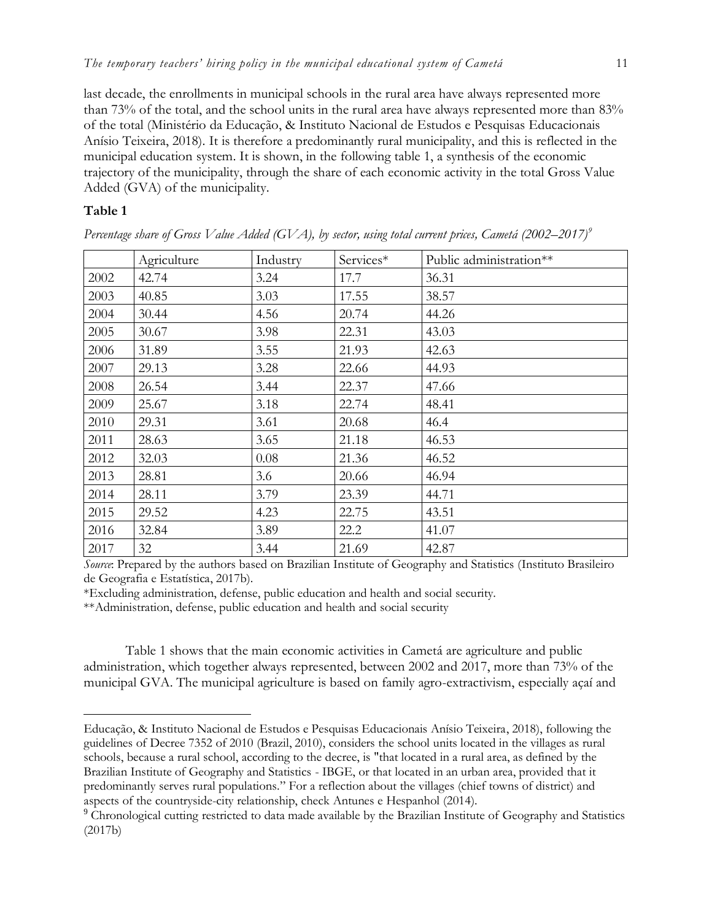last decade, the enrollments in municipal schools in the rural area have always represented more than 73% of the total, and the school units in the rural area have always represented more than 83% of the total (Ministério da Educação, & Instituto Nacional de Estudos e Pesquisas Educacionais Anísio Teixeira, 2018). It is therefore a predominantly rural municipality, and this is reflected in the municipal education system. It is shown, in the following table 1, a synthesis of the economic trajectory of the municipality, through the share of each economic activity in the total Gross Value Added (GVA) of the municipality.

**Table 1**

*Percentage share of Gross Value Added (GVA), by sector, using total current prices, Cametá (2002–2017)*[9]

| | Agriculture | Industry | Services* | Public administration** |
|---|---|---|---|---|
| 2002 | 42.74 | 3.24 | 17.7 | 36.31 |
| 2003 | 40.85 | 3.03 | 17.55 | 38.57 |
| 2004 | 30.44 | 4.56 | 20.74 | 44.26 |
| 2005 | 30.67 | 3.98 | 22.31 | 43.03 |
| 2006 | 31.89 | 3.55 | 21.93 | 42.63 |
| 2007 | 29.13 | 3.28 | 22.66 | 44.93 |
| 2008 | 26.54 | 3.44 | 22.37 | 47.66 |
| 2009 | 25.67 | 3.18 | 22.74 | 48.41 |
| 2010 | 29.31 | 3.61 | 20.68 | 46.4 |
| 2011 | 28.63 | 3.65 | 21.18 | 46.53 |
| 2012 | 32.03 | 0.08 | 21.36 | 46.52 |
| 2013 | 28.81 | 3.6 | 20.66 | 46.94 |
| 2014 | 28.11 | 3.79 | 23.39 | 44.71 |
| 2015 | 29.52 | 4.23 | 22.75 | 43.51 |
| 2016 | 32.84 | 3.89 | 22.2 | 41.07 |
| 2017 | 32 | 3.44 | 21.69 | 42.87 |

*Source*: Prepared by the authors based on Brazilian Institute of Geography and Statistics (Instituto Brasileiro de Geografia e Estatística, 2017b).

*Excluding administration, defense, public education and health and social security.

**Administration, defense, public education and health and social security

Table 1 shows that the main economic activities in Cametá are agriculture and public administration, which together always represented, between 2002 and 2017, more than 73% of the municipal GVA. The municipal agriculture is based on family agro-extractivism, especially açaí and

Educação, & Instituto Nacional de Estudos e Pesquisas Educacionais Anísio Teixeira, 2018), following the guidelines of Decree 7352 of 2010 (Brazil, 2010), considers the school units located in the villages as rural schools, because a rural school, according to the decree, is "that located in a rural area, as defined by the Brazilian Institute of Geography and Statistics - IBGE, or that located in an urban area, provided that it predominantly serves rural populations." For a reflection about the villages (chief towns of district) and aspects of the countryside-city relationship, check Antunes e Hespanhol (2014).

[9] Chronological cutting restricted to data made available by the Brazilian Institute of Geography and Statistics (2017b)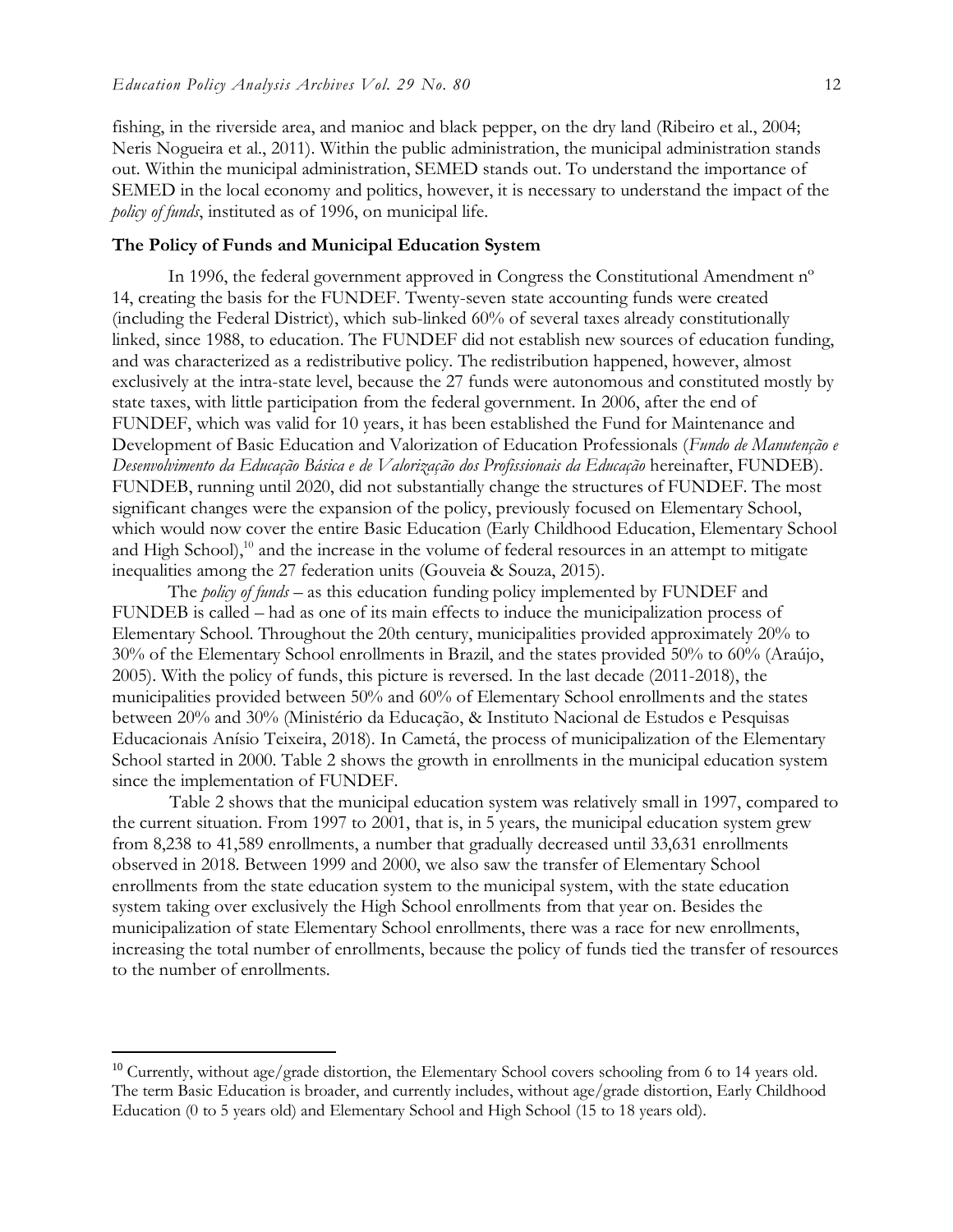fishing, in the riverside area, and manioc and black pepper, on the dry land (Ribeiro et al., 2004; Neris Nogueira et al., 2011). Within the public administration, the municipal administration stands out. Within the municipal administration, SEMED stands out. To understand the importance of SEMED in the local economy and politics, however, it is necessary to understand the impact of the *policy of funds*, instituted as of 1996, on municipal life.

### The Policy of Funds and Municipal Education System

In 1996, the federal government approved in Congress the Constitutional Amendment nº 14, creating the basis for the FUNDEF. Twenty-seven state accounting funds were created (including the Federal District), which sub-linked 60% of several taxes already constitutionally linked, since 1988, to education. The FUNDEF did not establish new sources of education funding, and was characterized as a redistributive policy. The redistribution happened, however, almost exclusively at the intra-state level, because the 27 funds were autonomous and constituted mostly by state taxes, with little participation from the federal government. In 2006, after the end of FUNDEF, which was valid for 10 years, it has been established the Fund for Maintenance and Development of Basic Education and Valorization of Education Professionals (*Fundo de Manutenção e Desenvolvimento da Educação Básica e de Valorização dos Profissionais da Educação* hereinafter, FUNDEB). FUNDEB, running until 2020, did not substantially change the structures of FUNDEF. The most significant changes were the expansion of the policy, previously focused on Elementary School, which would now cover the entire Basic Education (Early Childhood Education, Elementary School and High School),[10] and the increase in the volume of federal resources in an attempt to mitigate inequalities among the 27 federation units (Gouveia & Souza, 2015).

The *policy of funds* – as this education funding policy implemented by FUNDEF and FUNDEB is called – had as one of its main effects to induce the municipalization process of Elementary School. Throughout the 20th century, municipalities provided approximately 20% to 30% of the Elementary School enrollments in Brazil, and the states provided 50% to 60% (Araújo, 2005). With the policy of funds, this picture is reversed. In the last decade (2011-2018), the municipalities provided between 50% and 60% of Elementary School enrollments and the states between 20% and 30% (Ministério da Educação, & Instituto Nacional de Estudos e Pesquisas Educacionais Anísio Teixeira, 2018). In Cametá, the process of municipalization of the Elementary School started in 2000. Table 2 shows the growth in enrollments in the municipal education system since the implementation of FUNDEF.

Table 2 shows that the municipal education system was relatively small in 1997, compared to the current situation. From 1997 to 2001, that is, in 5 years, the municipal education system grew from 8,238 to 41,589 enrollments, a number that gradually decreased until 33,631 enrollments observed in 2018. Between 1999 and 2000, we also saw the transfer of Elementary School enrollments from the state education system to the municipal system, with the state education system taking over exclusively the High School enrollments from that year on. Besides the municipalization of state Elementary School enrollments, there was a race for new enrollments, increasing the total number of enrollments, because the policy of funds tied the transfer of resources to the number of enrollments.

---

[10] Currently, without age/grade distortion, the Elementary School covers schooling from 6 to 14 years old. The term Basic Education is broader, and currently includes, without age/grade distortion, Early Childhood Education (0 to 5 years old) and Elementary School and High School (15 to 18 years old).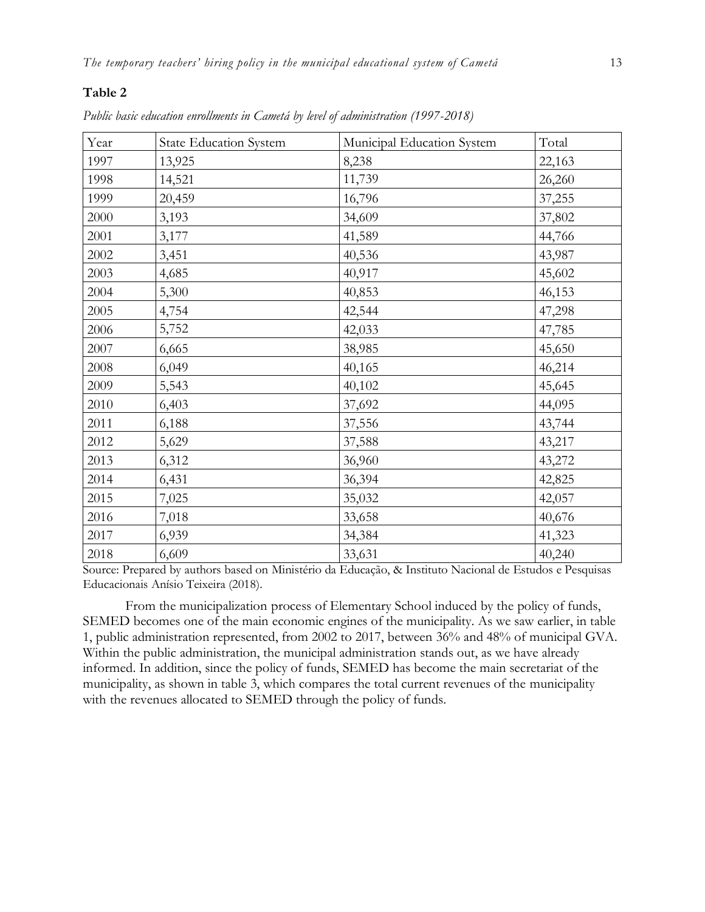**Table 2**

*Public basic education enrollments in Cametá by level of administration (1997-2018)*

| Year | State Education System | Municipal Education System | Total |
|---|---|---|---|
| 1997 | 13,925 | 8,238 | 22,163 |
| 1998 | 14,521 | 11,739 | 26,260 |
| 1999 | 20,459 | 16,796 | 37,255 |
| 2000 | 3,193 | 34,609 | 37,802 |
| 2001 | 3,177 | 41,589 | 44,766 |
| 2002 | 3,451 | 40,536 | 43,987 |
| 2003 | 4,685 | 40,917 | 45,602 |
| 2004 | 5,300 | 40,853 | 46,153 |
| 2005 | 4,754 | 42,544 | 47,298 |
| 2006 | 5,752 | 42,033 | 47,785 |
| 2007 | 6,665 | 38,985 | 45,650 |
| 2008 | 6,049 | 40,165 | 46,214 |
| 2009 | 5,543 | 40,102 | 45,645 |
| 2010 | 6,403 | 37,692 | 44,095 |
| 2011 | 6,188 | 37,556 | 43,744 |
| 2012 | 5,629 | 37,588 | 43,217 |
| 2013 | 6,312 | 36,960 | 43,272 |
| 2014 | 6,431 | 36,394 | 42,825 |
| 2015 | 7,025 | 35,032 | 42,057 |
| 2016 | 7,018 | 33,658 | 40,676 |
| 2017 | 6,939 | 34,384 | 41,323 |
| 2018 | 6,609 | 33,631 | 40,240 |

Source: Prepared by authors based on Ministério da Educação, & Instituto Nacional de Estudos e Pesquisas Educacionais Anísio Teixeira (2018).

From the municipalization process of Elementary School induced by the policy of funds, SEMED becomes one of the main economic engines of the municipality. As we saw earlier, in table 1, public administration represented, from 2002 to 2017, between 36% and 48% of municipal GVA. Within the public administration, the municipal administration stands out, as we have already informed. In addition, since the policy of funds, SEMED has become the main secretariat of the municipality, as shown in table 3, which compares the total current revenues of the municipality with the revenues allocated to SEMED through the policy of funds.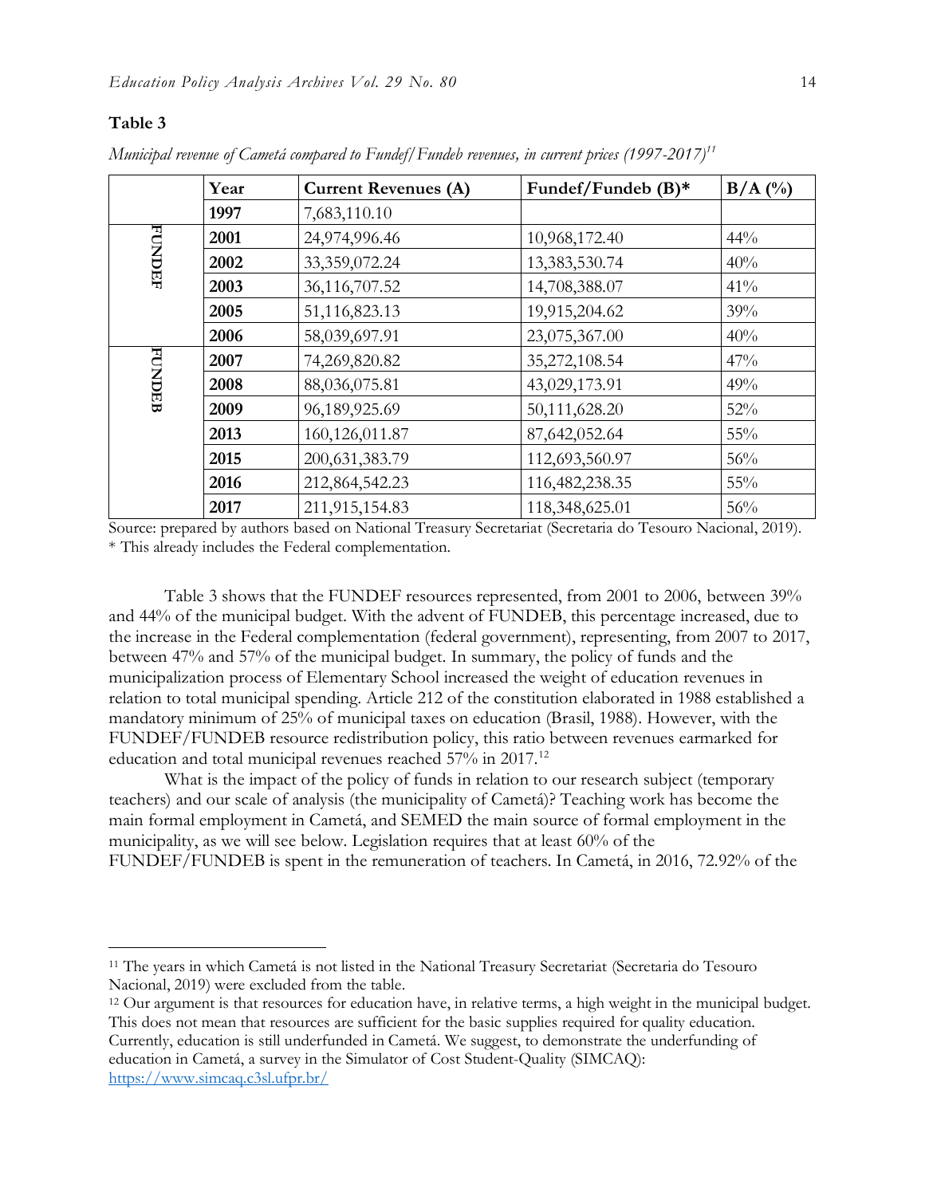**Table 3**

*Municipal revenue of Cametá compared to Fundef/Fundeb revenues, in current prices (1997-2017)*[11]

| | Year | Current Revenues (A) | Fundef/Fundeb (B)* | B/A (%) |
|---|---|---|---|---|
| | 1997 | 7,683,110.10 | | |
| FUNDEF | 2001 | 24,974,996.46 | 10,968,172.40 | 44% |
| | 2002 | 33,359,072.24 | 13,383,530.74 | 40% |
| | 2003 | 36,116,707.52 | 14,708,388.07 | 41% |
| | 2005 | 51,116,823.13 | 19,915,204.62 | 39% |
| | 2006 | 58,039,697.91 | 23,075,367.00 | 40% |
| FUNDEB | 2007 | 74,269,820.82 | 35,272,108.54 | 47% |
| | 2008 | 88,036,075.81 | 43,029,173.91 | 49% |
| | 2009 | 96,189,925.69 | 50,111,628.20 | 52% |
| | 2013 | 160,126,011.87 | 87,642,052.64 | 55% |
| | 2015 | 200,631,383.79 | 112,693,560.97 | 56% |
| | 2016 | 212,864,542.23 | 116,482,238.35 | 55% |
| | 2017 | 211,915,154.83 | 118,348,625.01 | 56% |

Source: prepared by authors based on National Treasury Secretariat (Secretaria do Tesouro Nacional, 2019).
\* This already includes the Federal complementation.

Table 3 shows that the FUNDEF resources represented, from 2001 to 2006, between 39% and 44% of the municipal budget. With the advent of FUNDEB, this percentage increased, due to the increase in the Federal complementation (federal government), representing, from 2007 to 2017, between 47% and 57% of the municipal budget. In summary, the policy of funds and the municipalization process of Elementary School increased the weight of education revenues in relation to total municipal spending. Article 212 of the constitution elaborated in 1988 established a mandatory minimum of 25% of municipal taxes on education (Brasil, 1988). However, with the FUNDEF/FUNDEB resource redistribution policy, this ratio between revenues earmarked for education and total municipal revenues reached 57% in 2017.[12]

What is the impact of the policy of funds in relation to our research subject (temporary teachers) and our scale of analysis (the municipality of Cametá)? Teaching work has become the main formal employment in Cametá, and SEMED the main source of formal employment in the municipality, as we will see below. Legislation requires that at least 60% of the FUNDEF/FUNDEB is spent in the remuneration of teachers. In Cametá, in 2016, 72.92% of the

---

[11] The years in which Cametá is not listed in the National Treasury Secretariat (Secretaria do Tesouro Nacional, 2019) were excluded from the table.

[12] Our argument is that resources for education have, in relative terms, a high weight in the municipal budget. This does not mean that resources are sufficient for the basic supplies required for quality education. Currently, education is still underfunded in Cametá. We suggest, to demonstrate the underfunding of education in Cametá, a survey in the Simulator of Cost Student-Quality (SIMCAQ): https://www.simcaq.c3sl.ufpr.br/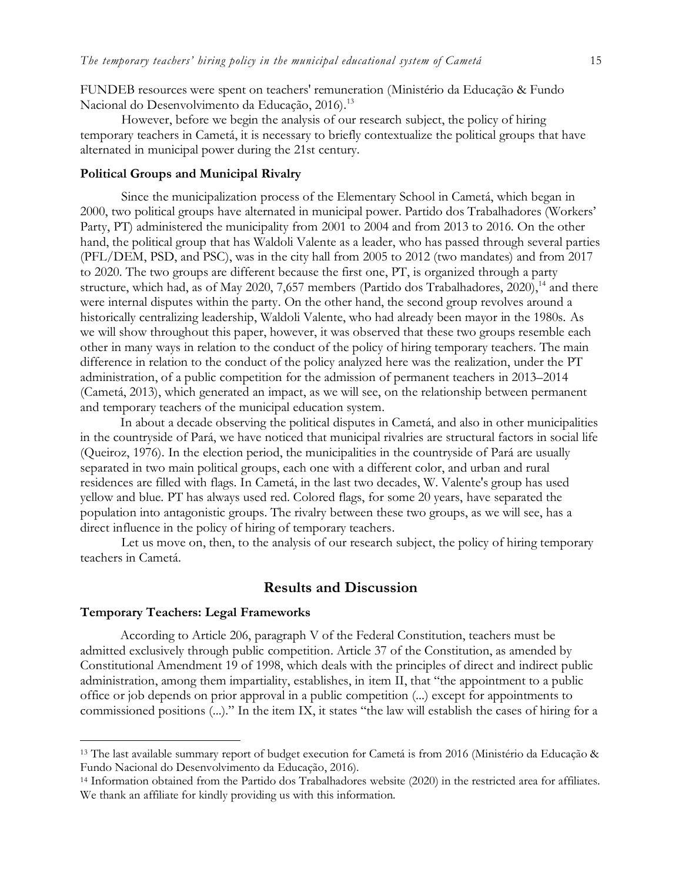FUNDEB resources were spent on teachers' remuneration (Ministério da Educação & Fundo Nacional do Desenvolvimento da Educação, 2016).[13]

However, before we begin the analysis of our research subject, the policy of hiring temporary teachers in Cametá, it is necessary to briefly contextualize the political groups that have alternated in municipal power during the 21st century.

### Political Groups and Municipal Rivalry

Since the municipalization process of the Elementary School in Cametá, which began in 2000, two political groups have alternated in municipal power. Partido dos Trabalhadores (Workers' Party, PT) administered the municipality from 2001 to 2004 and from 2013 to 2016. On the other hand, the political group that has Waldoli Valente as a leader, who has passed through several parties (PFL/DEM, PSD, and PSC), was in the city hall from 2005 to 2012 (two mandates) and from 2017 to 2020. The two groups are different because the first one, PT, is organized through a party structure, which had, as of May 2020, 7,657 members (Partido dos Trabalhadores, 2020),[14] and there were internal disputes within the party. On the other hand, the second group revolves around a historically centralizing leadership, Waldoli Valente, who had already been mayor in the 1980s. As we will show throughout this paper, however, it was observed that these two groups resemble each other in many ways in relation to the conduct of the policy of hiring temporary teachers. The main difference in relation to the conduct of the policy analyzed here was the realization, under the PT administration, of a public competition for the admission of permanent teachers in 2013–2014 (Cametá, 2013), which generated an impact, as we will see, on the relationship between permanent and temporary teachers of the municipal education system.

In about a decade observing the political disputes in Cametá, and also in other municipalities in the countryside of Pará, we have noticed that municipal rivalries are structural factors in social life (Queiroz, 1976). In the election period, the municipalities in the countryside of Pará are usually separated in two main political groups, each one with a different color, and urban and rural residences are filled with flags. In Cametá, in the last two decades, W. Valente's group has used yellow and blue. PT has always used red. Colored flags, for some 20 years, have separated the population into antagonistic groups. The rivalry between these two groups, as we will see, has a direct influence in the policy of hiring of temporary teachers.

Let us move on, then, to the analysis of our research subject, the policy of hiring temporary teachers in Cametá.

## Results and Discussion

### Temporary Teachers: Legal Frameworks

According to Article 206, paragraph V of the Federal Constitution, teachers must be admitted exclusively through public competition. Article 37 of the Constitution, as amended by Constitutional Amendment 19 of 1998, which deals with the principles of direct and indirect public administration, among them impartiality, establishes, in item II, that "the appointment to a public office or job depends on prior approval in a public competition (...) except for appointments to commissioned positions (...)." In the item IX, it states "the law will establish the cases of hiring for a

---

[13] The last available summary report of budget execution for Cametá is from 2016 (Ministério da Educação & Fundo Nacional do Desenvolvimento da Educação, 2016).

[14] Information obtained from the Partido dos Trabalhadores website (2020) in the restricted area for affiliates. We thank an affiliate for kindly providing us with this information.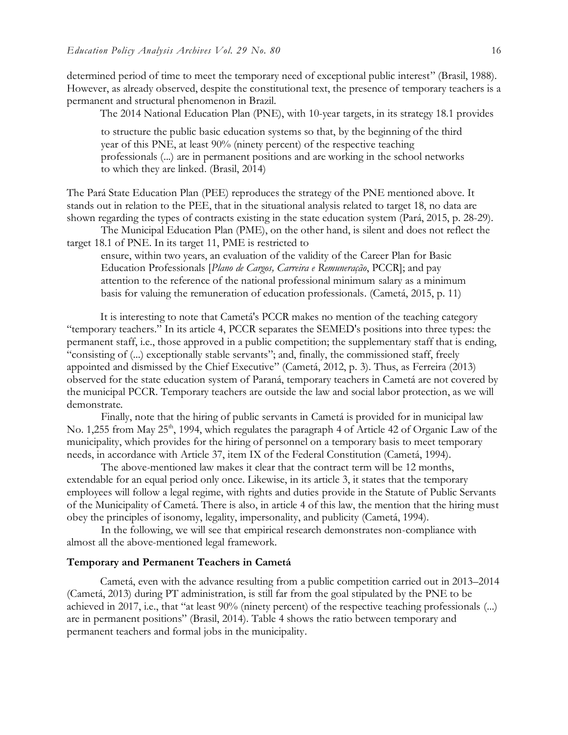determined period of time to meet the temporary need of exceptional public interest" (Brasil, 1988). However, as already observed, despite the constitutional text, the presence of temporary teachers is a permanent and structural phenomenon in Brazil.

The 2014 National Education Plan (PNE), with 10-year targets, in its strategy 18.1 provides

> to structure the public basic education systems so that, by the beginning of the third year of this PNE, at least 90% (ninety percent) of the respective teaching professionals (...) are in permanent positions and are working in the school networks to which they are linked. (Brasil, 2014)

The Pará State Education Plan (PEE) reproduces the strategy of the PNE mentioned above. It stands out in relation to the PEE, that in the situational analysis related to target 18, no data are shown regarding the types of contracts existing in the state education system (Pará, 2015, p. 28-29).

The Municipal Education Plan (PME), on the other hand, is silent and does not reflect the target 18.1 of PNE. In its target 11, PME is restricted to

> ensure, within two years, an evaluation of the validity of the Career Plan for Basic Education Professionals [*Plano de Cargos, Carreira e Remuneração*, PCCR]; and pay attention to the reference of the national professional minimum salary as a minimum basis for valuing the remuneration of education professionals. (Cametá, 2015, p. 11)

It is interesting to note that Cametá's PCCR makes no mention of the teaching category "temporary teachers." In its article 4, PCCR separates the SEMED's positions into three types: the permanent staff, i.e., those approved in a public competition; the supplementary staff that is ending, "consisting of (...) exceptionally stable servants"; and, finally, the commissioned staff, freely appointed and dismissed by the Chief Executive" (Cametá, 2012, p. 3). Thus, as Ferreira (2013) observed for the state education system of Paraná, temporary teachers in Cametá are not covered by the municipal PCCR. Temporary teachers are outside the law and social labor protection, as we will demonstrate.

Finally, note that the hiring of public servants in Cametá is provided for in municipal law No. 1,255 from May 25th, 1994, which regulates the paragraph 4 of Article 42 of Organic Law of the municipality, which provides for the hiring of personnel on a temporary basis to meet temporary needs, in accordance with Article 37, item IX of the Federal Constitution (Cametá, 1994).

The above-mentioned law makes it clear that the contract term will be 12 months, extendable for an equal period only once. Likewise, in its article 3, it states that the temporary employees will follow a legal regime, with rights and duties provide in the Statute of Public Servants of the Municipality of Cametá. There is also, in article 4 of this law, the mention that the hiring must obey the principles of isonomy, legality, impersonality, and publicity (Cametá, 1994).

In the following, we will see that empirical research demonstrates non-compliance with almost all the above-mentioned legal framework.

### Temporary and Permanent Teachers in Cametá

Cametá, even with the advance resulting from a public competition carried out in 2013–2014 (Cametá, 2013) during PT administration, is still far from the goal stipulated by the PNE to be achieved in 2017, i.e., that "at least 90% (ninety percent) of the respective teaching professionals (...) are in permanent positions" (Brasil, 2014). Table 4 shows the ratio between temporary and permanent teachers and formal jobs in the municipality.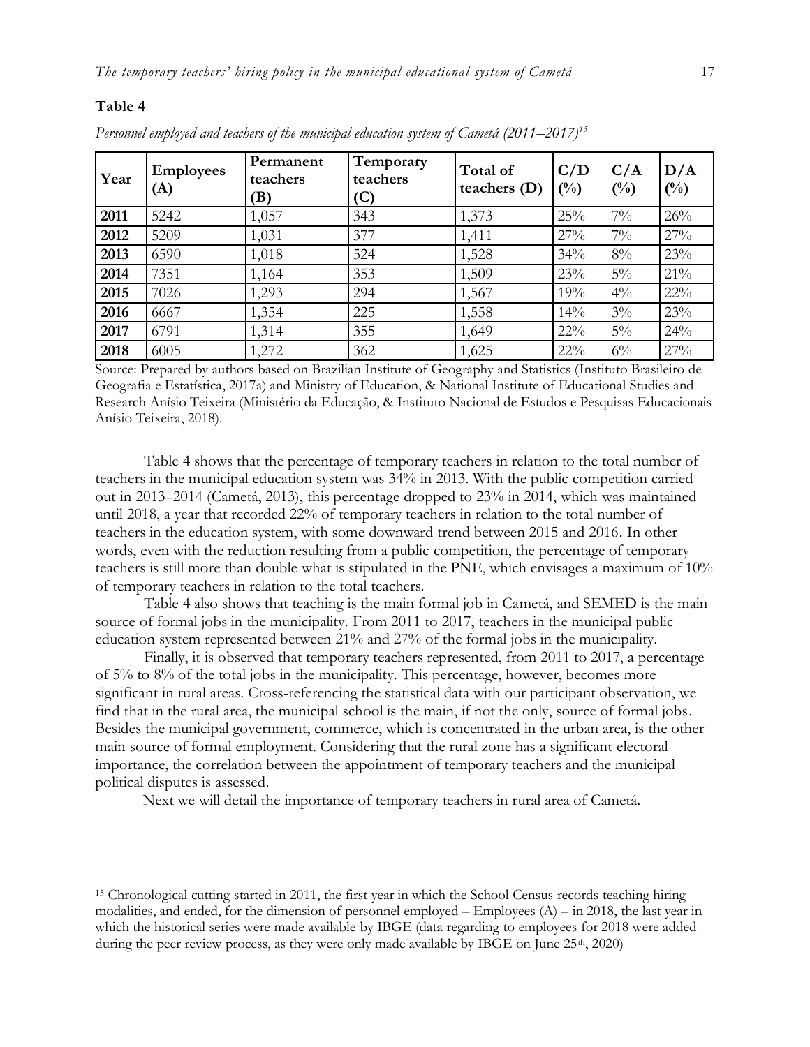**Table 4**

*Personnel employed and teachers of the municipal education system of Cametá (2011–2017)*[15]

| Year | Employees (A) | Permanent teachers (B) | Temporary teachers (C) | Total of teachers (D) | C/D (%) | C/A (%) | D/A (%) |
|---|---|---|---|---|---|---|---|
| **2011** | 5242 | 1,057 | 343 | 1,373 | 25% | 7% | 26% |
| **2012** | 5209 | 1,031 | 377 | 1,411 | 27% | 7% | 27% |
| **2013** | 6590 | 1,018 | 524 | 1,528 | 34% | 8% | 23% |
| **2014** | 7351 | 1,164 | 353 | 1,509 | 23% | 5% | 21% |
| **2015** | 7026 | 1,293 | 294 | 1,567 | 19% | 4% | 22% |
| **2016** | 6667 | 1,354 | 225 | 1,558 | 14% | 3% | 23% |
| **2017** | 6791 | 1,314 | 355 | 1,649 | 22% | 5% | 24% |
| **2018** | 6005 | 1,272 | 362 | 1,625 | 22% | 6% | 27% |

Source: Prepared by authors based on Brazilian Institute of Geography and Statistics (Instituto Brasileiro de Geografia e Estatística, 2017a) and Ministry of Education, & National Institute of Educational Studies and Research Anísio Teixeira (Ministério da Educação, & Instituto Nacional de Estudos e Pesquisas Educacionais Anísio Teixeira, 2018).

Table 4 shows that the percentage of temporary teachers in relation to the total number of teachers in the municipal education system was 34% in 2013. With the public competition carried out in 2013–2014 (Cametá, 2013), this percentage dropped to 23% in 2014, which was maintained until 2018, a year that recorded 22% of temporary teachers in relation to the total number of teachers in the education system, with some downward trend between 2015 and 2016. In other words, even with the reduction resulting from a public competition, the percentage of temporary teachers is still more than double what is stipulated in the PNE, which envisages a maximum of 10% of temporary teachers in relation to the total teachers.

Table 4 also shows that teaching is the main formal job in Cametá, and SEMED is the main source of formal jobs in the municipality. From 2011 to 2017, teachers in the municipal public education system represented between 21% and 27% of the formal jobs in the municipality.

Finally, it is observed that temporary teachers represented, from 2011 to 2017, a percentage of 5% to 8% of the total jobs in the municipality. This percentage, however, becomes more significant in rural areas. Cross-referencing the statistical data with our participant observation, we find that in the rural area, the municipal school is the main, if not the only, source of formal jobs. Besides the municipal government, commerce, which is concentrated in the urban area, is the other main source of formal employment. Considering that the rural zone has a significant electoral importance, the correlation between the appointment of temporary teachers and the municipal political disputes is assessed.

Next we will detail the importance of temporary teachers in rural area of Cametá.

---

[15] Chronological cutting started in 2011, the first year in which the School Census records teaching hiring modalities, and ended, for the dimension of personnel employed – Employees (A) – in 2018, the last year in which the historical series were made available by IBGE (data regarding to employees for 2018 were added during the peer review process, as they were only made available by IBGE on June 25th, 2020)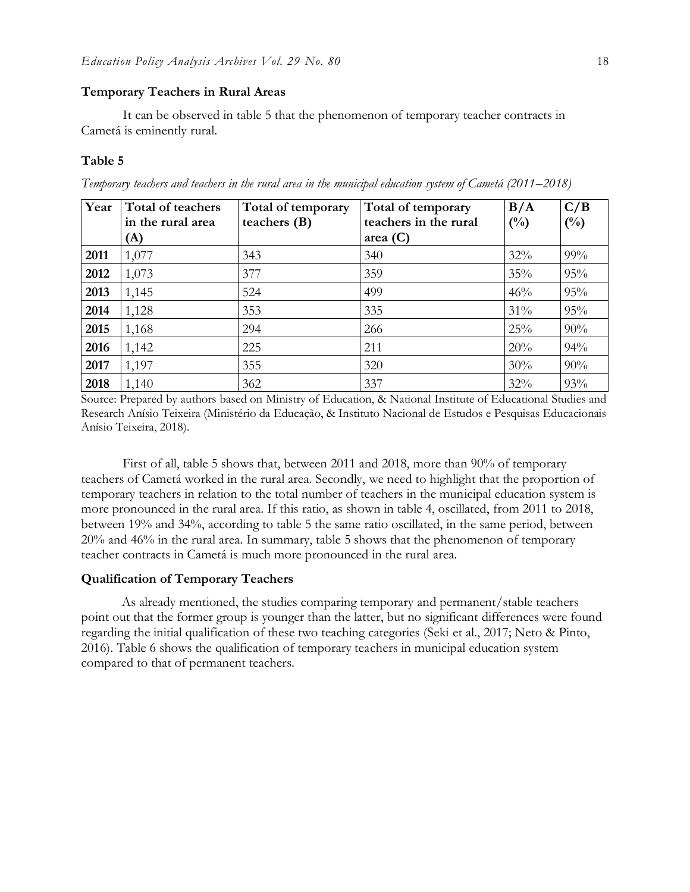### Temporary Teachers in Rural Areas

It can be observed in table 5 that the phenomenon of temporary teacher contracts in Cametá is eminently rural.

**Table 5**

*Temporary teachers and teachers in the rural area in the municipal education system of Cametá (2011–2018)*

| Year | Total of teachers in the rural area (A) | Total of temporary teachers (B) | Total of temporary teachers in the rural area (C) | B/A (%) | C/B (%) |
|---|---|---|---|---|---|
| **2011** | 1,077 | 343 | 340 | 32% | 99% |
| **2012** | 1,073 | 377 | 359 | 35% | 95% |
| **2013** | 1,145 | 524 | 499 | 46% | 95% |
| **2014** | 1,128 | 353 | 335 | 31% | 95% |
| **2015** | 1,168 | 294 | 266 | 25% | 90% |
| **2016** | 1,142 | 225 | 211 | 20% | 94% |
| **2017** | 1,197 | 355 | 320 | 30% | 90% |
| **2018** | 1,140 | 362 | 337 | 32% | 93% |

Source: Prepared by authors based on Ministry of Education, & National Institute of Educational Studies and Research Anísio Teixeira (Ministério da Educação, & Instituto Nacional de Estudos e Pesquisas Educacionais Anísio Teixeira, 2018).

First of all, table 5 shows that, between 2011 and 2018, more than 90% of temporary teachers of Cametá worked in the rural area. Secondly, we need to highlight that the proportion of temporary teachers in relation to the total number of teachers in the municipal education system is more pronounced in the rural area. If this ratio, as shown in table 4, oscillated, from 2011 to 2018, between 19% and 34%, according to table 5 the same ratio oscillated, in the same period, between 20% and 46% in the rural area. In summary, table 5 shows that the phenomenon of temporary teacher contracts in Cametá is much more pronounced in the rural area.

### Qualification of Temporary Teachers

As already mentioned, the studies comparing temporary and permanent/stable teachers point out that the former group is younger than the latter, but no significant differences were found regarding the initial qualification of these two teaching categories (Seki et al., 2017; Neto & Pinto, 2016). Table 6 shows the qualification of temporary teachers in municipal education system compared to that of permanent teachers.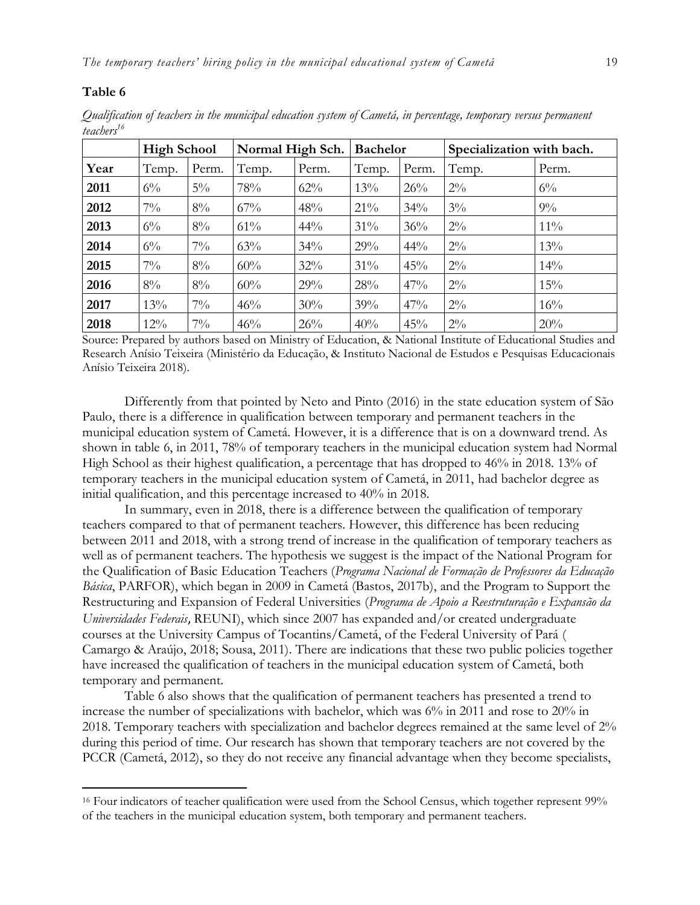**Table 6**

*Qualification of teachers in the municipal education system of Cametá, in percentage, temporary versus permanent teachers*[16]

| | High School | | Normal High Sch. | | Bachelor | | Specialization with bach. | |
|---|---|---|---|---|---|---|---|---|
| **Year** | Temp. | Perm. | Temp. | Perm. | Temp. | Perm. | Temp. | Perm. |
| **2011** | 6% | 5% | 78% | 62% | 13% | 26% | 2% | 6% |
| **2012** | 7% | 8% | 67% | 48% | 21% | 34% | 3% | 9% |
| **2013** | 6% | 8% | 61% | 44% | 31% | 36% | 2% | 11% |
| **2014** | 6% | 7% | 63% | 34% | 29% | 44% | 2% | 13% |
| **2015** | 7% | 8% | 60% | 32% | 31% | 45% | 2% | 14% |
| **2016** | 8% | 8% | 60% | 29% | 28% | 47% | 2% | 15% |
| **2017** | 13% | 7% | 46% | 30% | 39% | 47% | 2% | 16% |
| **2018** | 12% | 7% | 46% | 26% | 40% | 45% | 2% | 20% |

Source: Prepared by authors based on Ministry of Education, & National Institute of Educational Studies and Research Anísio Teixeira (Ministério da Educação, & Instituto Nacional de Estudos e Pesquisas Educacionais Anísio Teixeira 2018).

Differently from that pointed by Neto and Pinto (2016) in the state education system of São Paulo, there is a difference in qualification between temporary and permanent teachers in the municipal education system of Cametá. However, it is a difference that is on a downward trend. As shown in table 6, in 2011, 78% of temporary teachers in the municipal education system had Normal High School as their highest qualification, a percentage that has dropped to 46% in 2018. 13% of temporary teachers in the municipal education system of Cametá, in 2011, had bachelor degree as initial qualification, and this percentage increased to 40% in 2018.

In summary, even in 2018, there is a difference between the qualification of temporary teachers compared to that of permanent teachers. However, this difference has been reducing between 2011 and 2018, with a strong trend of increase in the qualification of temporary teachers as well as of permanent teachers. The hypothesis we suggest is the impact of the National Program for the Qualification of Basic Education Teachers (*Programa Nacional de Formação de Professores da Educação Básica*, PARFOR), which began in 2009 in Cametá (Bastos, 2017b), and the Program to Support the Restructuring and Expansion of Federal Universities (*Programa de Apoio a Reestruturação e Expansão da Universidades Federais*, REUNI), which since 2007 has expanded and/or created undergraduate courses at the University Campus of Tocantins/Cametá, of the Federal University of Pará ( Camargo & Araújo, 2018; Sousa, 2011). There are indications that these two public policies together have increased the qualification of teachers in the municipal education system of Cametá, both temporary and permanent.

Table 6 also shows that the qualification of permanent teachers has presented a trend to increase the number of specializations with bachelor, which was 6% in 2011 and rose to 20% in 2018. Temporary teachers with specialization and bachelor degrees remained at the same level of 2% during this period of time. Our research has shown that temporary teachers are not covered by the PCCR (Cametá, 2012), so they do not receive any financial advantage when they become specialists,

---

[16] Four indicators of teacher qualification were used from the School Census, which together represent 99% of the teachers in the municipal education system, both temporary and permanent teachers.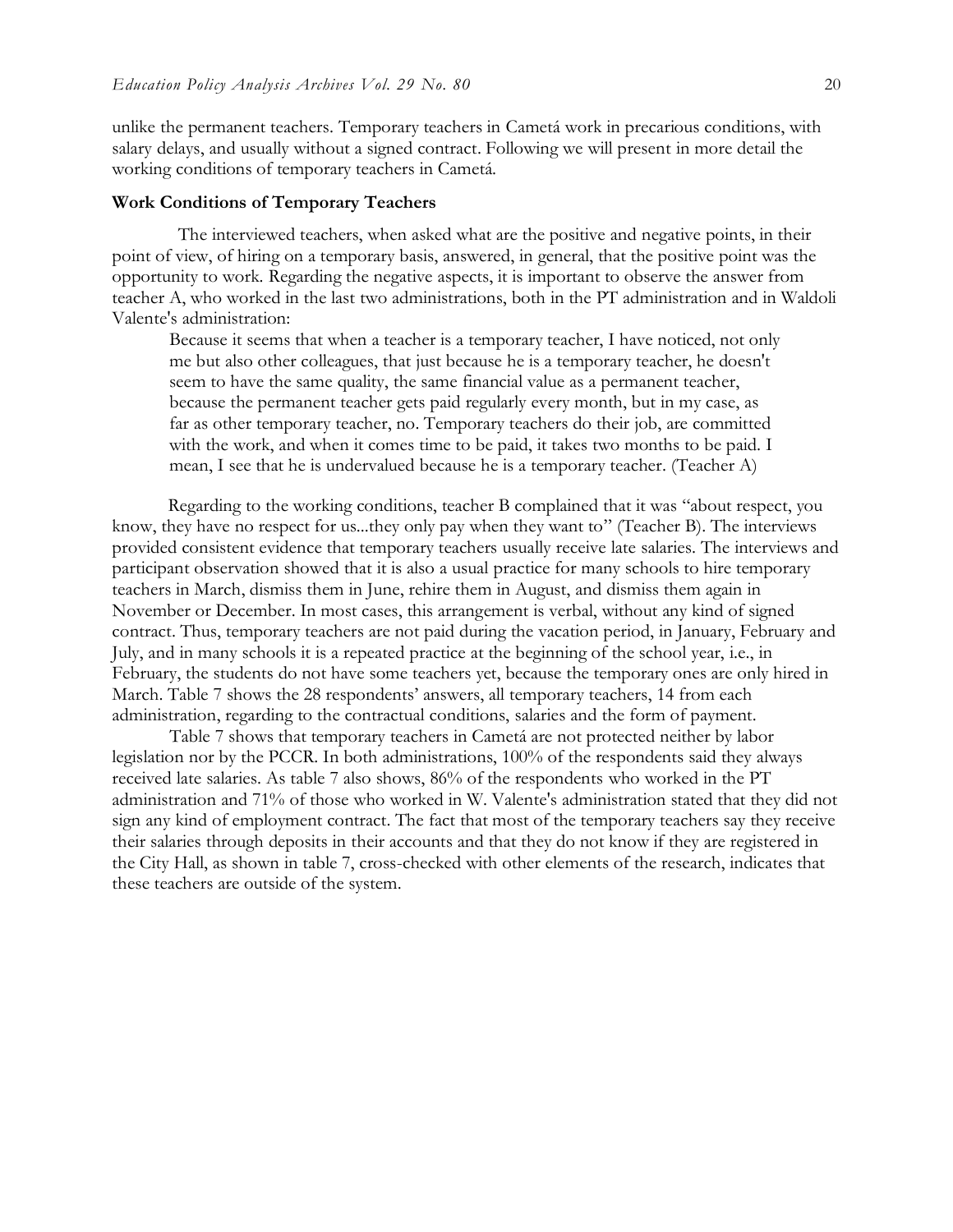unlike the permanent teachers. Temporary teachers in Cametá work in precarious conditions, with salary delays, and usually without a signed contract. Following we will present in more detail the working conditions of temporary teachers in Cametá.

### Work Conditions of Temporary Teachers

The interviewed teachers, when asked what are the positive and negative points, in their point of view, of hiring on a temporary basis, answered, in general, that the positive point was the opportunity to work. Regarding the negative aspects, it is important to observe the answer from teacher A, who worked in the last two administrations, both in the PT administration and in Waldoli Valente's administration:

> Because it seems that when a teacher is a temporary teacher, I have noticed, not only me but also other colleagues, that just because he is a temporary teacher, he doesn't seem to have the same quality, the same financial value as a permanent teacher, because the permanent teacher gets paid regularly every month, but in my case, as far as other temporary teacher, no. Temporary teachers do their job, are committed with the work, and when it comes time to be paid, it takes two months to be paid. I mean, I see that he is undervalued because he is a temporary teacher. (Teacher A)

Regarding to the working conditions, teacher B complained that it was "about respect, you know, they have no respect for us...they only pay when they want to" (Teacher B). The interviews provided consistent evidence that temporary teachers usually receive late salaries. The interviews and participant observation showed that it is also a usual practice for many schools to hire temporary teachers in March, dismiss them in June, rehire them in August, and dismiss them again in November or December. In most cases, this arrangement is verbal, without any kind of signed contract. Thus, temporary teachers are not paid during the vacation period, in January, February and July, and in many schools it is a repeated practice at the beginning of the school year, i.e., in February, the students do not have some teachers yet, because the temporary ones are only hired in March. Table 7 shows the 28 respondents' answers, all temporary teachers, 14 from each administration, regarding to the contractual conditions, salaries and the form of payment.

Table 7 shows that temporary teachers in Cametá are not protected neither by labor legislation nor by the PCCR. In both administrations, 100% of the respondents said they always received late salaries. As table 7 also shows, 86% of the respondents who worked in the PT administration and 71% of those who worked in W. Valente's administration stated that they did not sign any kind of employment contract. The fact that most of the temporary teachers say they receive their salaries through deposits in their accounts and that they do not know if they are registered in the City Hall, as shown in table 7, cross-checked with other elements of the research, indicates that these teachers are outside of the system.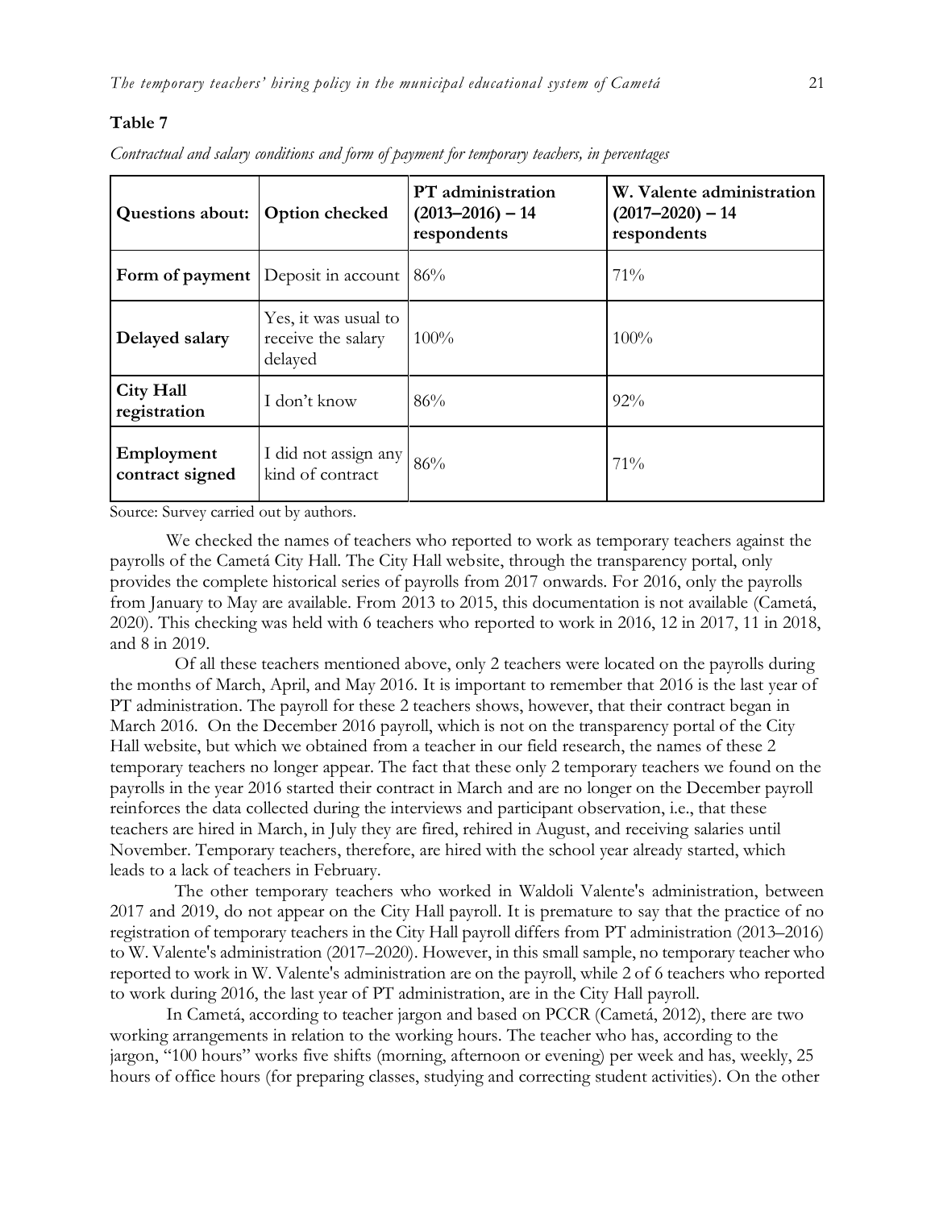**Table 7**

*Contractual and salary conditions and form of payment for temporary teachers, in percentages*

| Questions about: | Option checked | PT administration (2013–2016) – 14 respondents | W. Valente administration (2017–2020) – 14 respondents |
|---|---|---|---|
| **Form of payment** | Deposit in account | 86% | 71% |
| **Delayed salary** | Yes, it was usual to receive the salary delayed | 100% | 100% |
| **City Hall registration** | I don't know | 86% | 92% |
| **Employment contract signed** | I did not assign any kind of contract | 86% | 71% |

Source: Survey carried out by authors.

We checked the names of teachers who reported to work as temporary teachers against the payrolls of the Cametá City Hall. The City Hall website, through the transparency portal, only provides the complete historical series of payrolls from 2017 onwards. For 2016, only the payrolls from January to May are available. From 2013 to 2015, this documentation is not available (Cametá, 2020). This checking was held with 6 teachers who reported to work in 2016, 12 in 2017, 11 in 2018, and 8 in 2019.

Of all these teachers mentioned above, only 2 teachers were located on the payrolls during the months of March, April, and May 2016. It is important to remember that 2016 is the last year of PT administration. The payroll for these 2 teachers shows, however, that their contract began in March 2016. On the December 2016 payroll, which is not on the transparency portal of the City Hall website, but which we obtained from a teacher in our field research, the names of these 2 temporary teachers no longer appear. The fact that these only 2 temporary teachers we found on the payrolls in the year 2016 started their contract in March and are no longer on the December payroll reinforces the data collected during the interviews and participant observation, i.e., that these teachers are hired in March, in July they are fired, rehired in August, and receiving salaries until November. Temporary teachers, therefore, are hired with the school year already started, which leads to a lack of teachers in February.

The other temporary teachers who worked in Waldoli Valente's administration, between 2017 and 2019, do not appear on the City Hall payroll. It is premature to say that the practice of no registration of temporary teachers in the City Hall payroll differs from PT administration (2013–2016) to W. Valente's administration (2017–2020). However, in this small sample, no temporary teacher who reported to work in W. Valente's administration are on the payroll, while 2 of 6 teachers who reported to work during 2016, the last year of PT administration, are in the City Hall payroll.

In Cametá, according to teacher jargon and based on PCCR (Cametá, 2012), there are two working arrangements in relation to the working hours. The teacher who has, according to the jargon, "100 hours" works five shifts (morning, afternoon or evening) per week and has, weekly, 25 hours of office hours (for preparing classes, studying and correcting student activities). On the other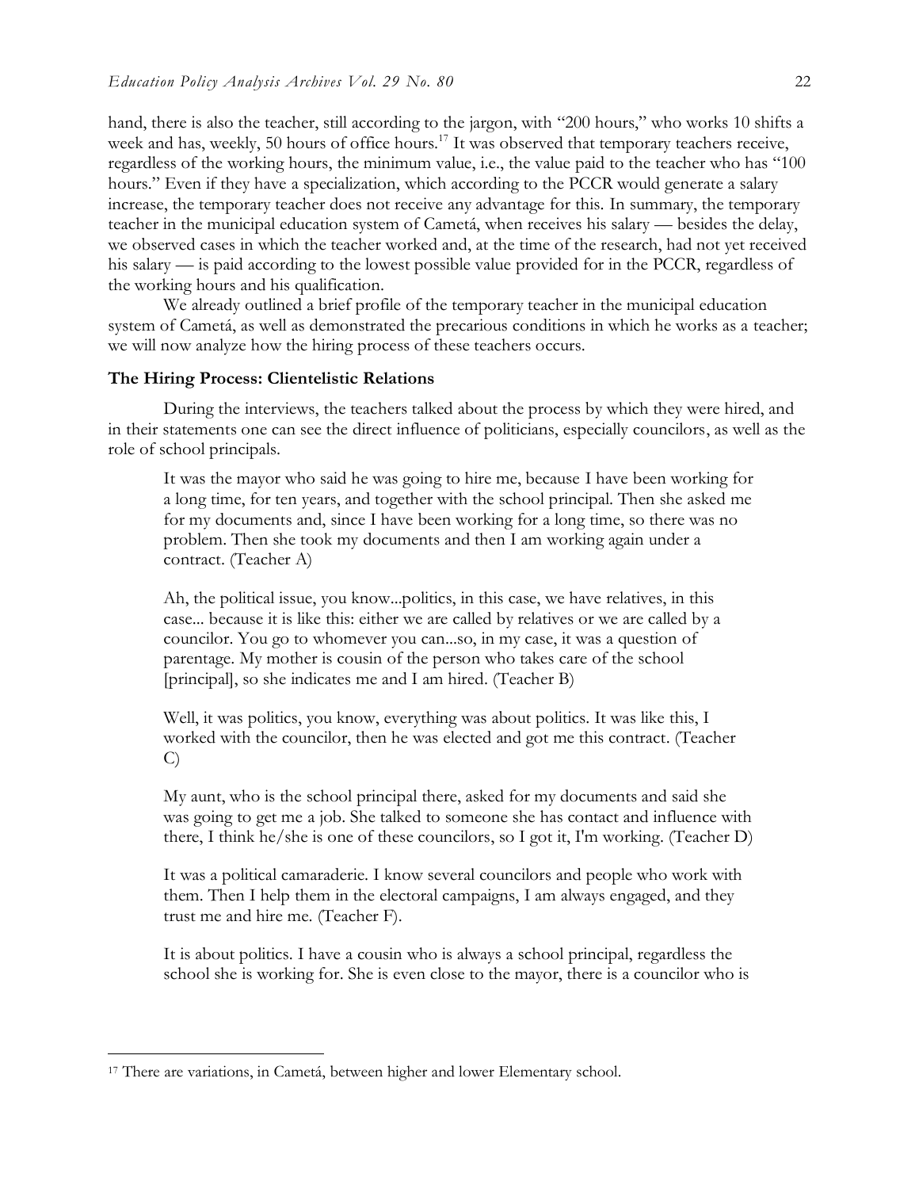hand, there is also the teacher, still according to the jargon, with "200 hours," who works 10 shifts a week and has, weekly, 50 hours of office hours.[17] It was observed that temporary teachers receive, regardless of the working hours, the minimum value, i.e., the value paid to the teacher who has "100 hours." Even if they have a specialization, which according to the PCCR would generate a salary increase, the temporary teacher does not receive any advantage for this. In summary, the temporary teacher in the municipal education system of Cametá, when receives his salary — besides the delay, we observed cases in which the teacher worked and, at the time of the research, had not yet received his salary — is paid according to the lowest possible value provided for in the PCCR, regardless of the working hours and his qualification.

We already outlined a brief profile of the temporary teacher in the municipal education system of Cametá, as well as demonstrated the precarious conditions in which he works as a teacher; we will now analyze how the hiring process of these teachers occurs.

### The Hiring Process: Clientelistic Relations

During the interviews, the teachers talked about the process by which they were hired, and in their statements one can see the direct influence of politicians, especially councilors, as well as the role of school principals.

> It was the mayor who said he was going to hire me, because I have been working for a long time, for ten years, and together with the school principal. Then she asked me for my documents and, since I have been working for a long time, so there was no problem. Then she took my documents and then I am working again under a contract. (Teacher A)

> Ah, the political issue, you know...politics, in this case, we have relatives, in this case... because it is like this: either we are called by relatives or we are called by a councilor. You go to whomever you can...so, in my case, it was a question of parentage. My mother is cousin of the person who takes care of the school [principal], so she indicates me and I am hired. (Teacher B)

> Well, it was politics, you know, everything was about politics. It was like this, I worked with the councilor, then he was elected and got me this contract. (Teacher C)

> My aunt, who is the school principal there, asked for my documents and said she was going to get me a job. She talked to someone she has contact and influence with there, I think he/she is one of these councilors, so I got it, I'm working. (Teacher D)

> It was a political camaraderie. I know several councilors and people who work with them. Then I help them in the electoral campaigns, I am always engaged, and they trust me and hire me. (Teacher F).

> It is about politics. I have a cousin who is always a school principal, regardless the school she is working for. She is even close to the mayor, there is a councilor who is

---

[17] There are variations, in Cametá, between higher and lower Elementary school.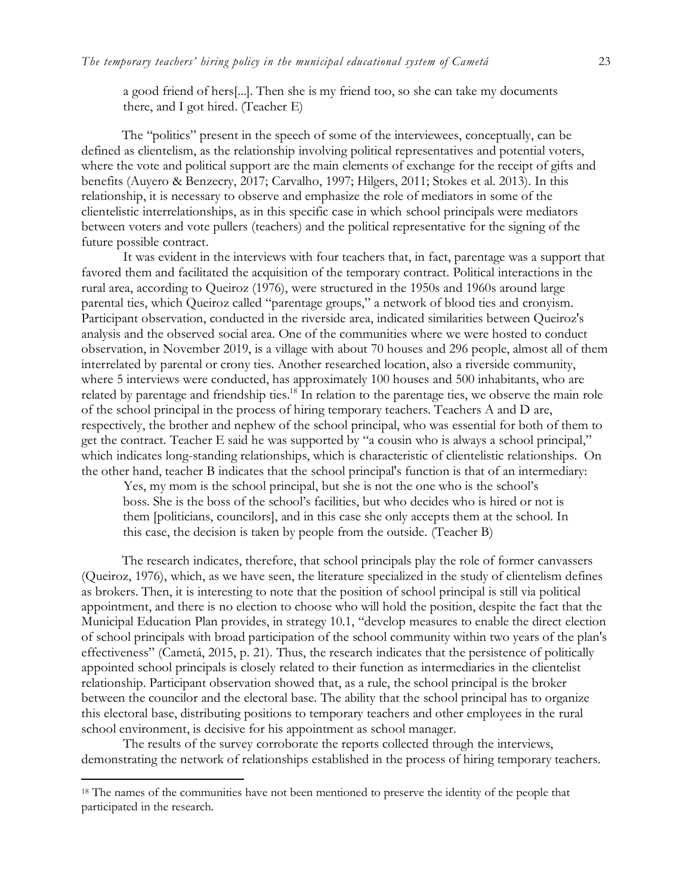> a good friend of hers[...]. Then she is my friend too, so she can take my documents there, and I got hired. (Teacher E)

The "politics" present in the speech of some of the interviewees, conceptually, can be defined as clientelism, as the relationship involving political representatives and potential voters, where the vote and political support are the main elements of exchange for the receipt of gifts and benefits (Auyero & Benzecry, 2017; Carvalho, 1997; Hilgers, 2011; Stokes et al. 2013). In this relationship, it is necessary to observe and emphasize the role of mediators in some of the clientelistic interrelationships, as in this specific case in which school principals were mediators between voters and vote pullers (teachers) and the political representative for the signing of the future possible contract.

It was evident in the interviews with four teachers that, in fact, parentage was a support that favored them and facilitated the acquisition of the temporary contract. Political interactions in the rural area, according to Queiroz (1976), were structured in the 1950s and 1960s around large parental ties, which Queiroz called "parentage groups," a network of blood ties and cronyism. Participant observation, conducted in the riverside area, indicated similarities between Queiroz's analysis and the observed social area. One of the communities where we were hosted to conduct observation, in November 2019, is a village with about 70 houses and 296 people, almost all of them interrelated by parental or crony ties. Another researched location, also a riverside community, where 5 interviews were conducted, has approximately 100 houses and 500 inhabitants, who are related by parentage and friendship ties.[18] In relation to the parentage ties, we observe the main role of the school principal in the process of hiring temporary teachers. Teachers A and D are, respectively, the brother and nephew of the school principal, who was essential for both of them to get the contract. Teacher E said he was supported by "a cousin who is always a school principal," which indicates long-standing relationships, which is characteristic of clientelistic relationships. On the other hand, teacher B indicates that the school principal's function is that of an intermediary:

> Yes, my mom is the school principal, but she is not the one who is the school's boss. She is the boss of the school's facilities, but who decides who is hired or not is them [politicians, councilors], and in this case she only accepts them at the school. In this case, the decision is taken by people from the outside. (Teacher B)

The research indicates, therefore, that school principals play the role of former canvassers (Queiroz, 1976), which, as we have seen, the literature specialized in the study of clientelism defines as brokers. Then, it is interesting to note that the position of school principal is still via political appointment, and there is no election to choose who will hold the position, despite the fact that the Municipal Education Plan provides, in strategy 10.1, "develop measures to enable the direct election of school principals with broad participation of the school community within two years of the plan's effectiveness" (Cametá, 2015, p. 21). Thus, the research indicates that the persistence of politically appointed school principals is closely related to their function as intermediaries in the clientelist relationship. Participant observation showed that, as a rule, the school principal is the broker between the councilor and the electoral base. The ability that the school principal has to organize this electoral base, distributing positions to temporary teachers and other employees in the rural school environment, is decisive for his appointment as school manager.

The results of the survey corroborate the reports collected through the interviews, demonstrating the network of relationships established in the process of hiring temporary teachers.

---

[18] The names of the communities have not been mentioned to preserve the identity of the people that participated in the research.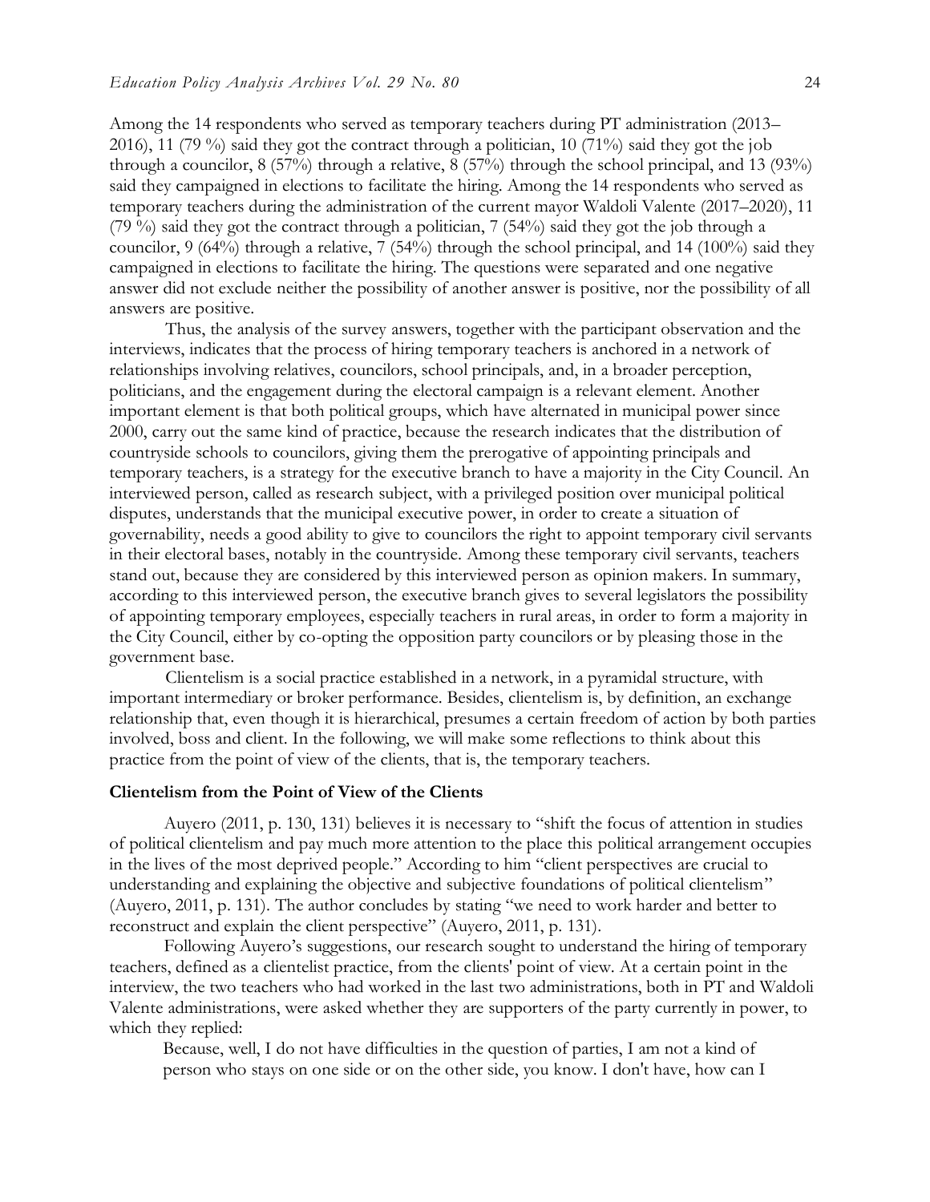Among the 14 respondents who served as temporary teachers during PT administration (2013–2016), 11 (79 %) said they got the contract through a politician, 10 (71%) said they got the job through a councilor, 8 (57%) through a relative, 8 (57%) through the school principal, and 13 (93%) said they campaigned in elections to facilitate the hiring. Among the 14 respondents who served as temporary teachers during the administration of the current mayor Waldoli Valente (2017–2020), 11 (79 %) said they got the contract through a politician, 7 (54%) said they got the job through a councilor, 9 (64%) through a relative, 7 (54%) through the school principal, and 14 (100%) said they campaigned in elections to facilitate the hiring. The questions were separated and one negative answer did not exclude neither the possibility of another answer is positive, nor the possibility of all answers are positive.

Thus, the analysis of the survey answers, together with the participant observation and the interviews, indicates that the process of hiring temporary teachers is anchored in a network of relationships involving relatives, councilors, school principals, and, in a broader perception, politicians, and the engagement during the electoral campaign is a relevant element. Another important element is that both political groups, which have alternated in municipal power since 2000, carry out the same kind of practice, because the research indicates that the distribution of countryside schools to councilors, giving them the prerogative of appointing principals and temporary teachers, is a strategy for the executive branch to have a majority in the City Council. An interviewed person, called as research subject, with a privileged position over municipal political disputes, understands that the municipal executive power, in order to create a situation of governability, needs a good ability to give to councilors the right to appoint temporary civil servants in their electoral bases, notably in the countryside. Among these temporary civil servants, teachers stand out, because they are considered by this interviewed person as opinion makers. In summary, according to this interviewed person, the executive branch gives to several legislators the possibility of appointing temporary employees, especially teachers in rural areas, in order to form a majority in the City Council, either by co-opting the opposition party councilors or by pleasing those in the government base.

Clientelism is a social practice established in a network, in a pyramidal structure, with important intermediary or broker performance. Besides, clientelism is, by definition, an exchange relationship that, even though it is hierarchical, presumes a certain freedom of action by both parties involved, boss and client. In the following, we will make some reflections to think about this practice from the point of view of the clients, that is, the temporary teachers.

### Clientelism from the Point of View of the Clients

Auyero (2011, p. 130, 131) believes it is necessary to "shift the focus of attention in studies of political clientelism and pay much more attention to the place this political arrangement occupies in the lives of the most deprived people." According to him "client perspectives are crucial to understanding and explaining the objective and subjective foundations of political clientelism" (Auyero, 2011, p. 131). The author concludes by stating "we need to work harder and better to reconstruct and explain the client perspective" (Auyero, 2011, p. 131).

Following Auyero's suggestions, our research sought to understand the hiring of temporary teachers, defined as a clientelist practice, from the clients' point of view. At a certain point in the interview, the two teachers who had worked in the last two administrations, both in PT and Waldoli Valente administrations, were asked whether they are supporters of the party currently in power, to which they replied:

> Because, well, I do not have difficulties in the question of parties, I am not a kind of person who stays on one side or on the other side, you know. I don't have, how can I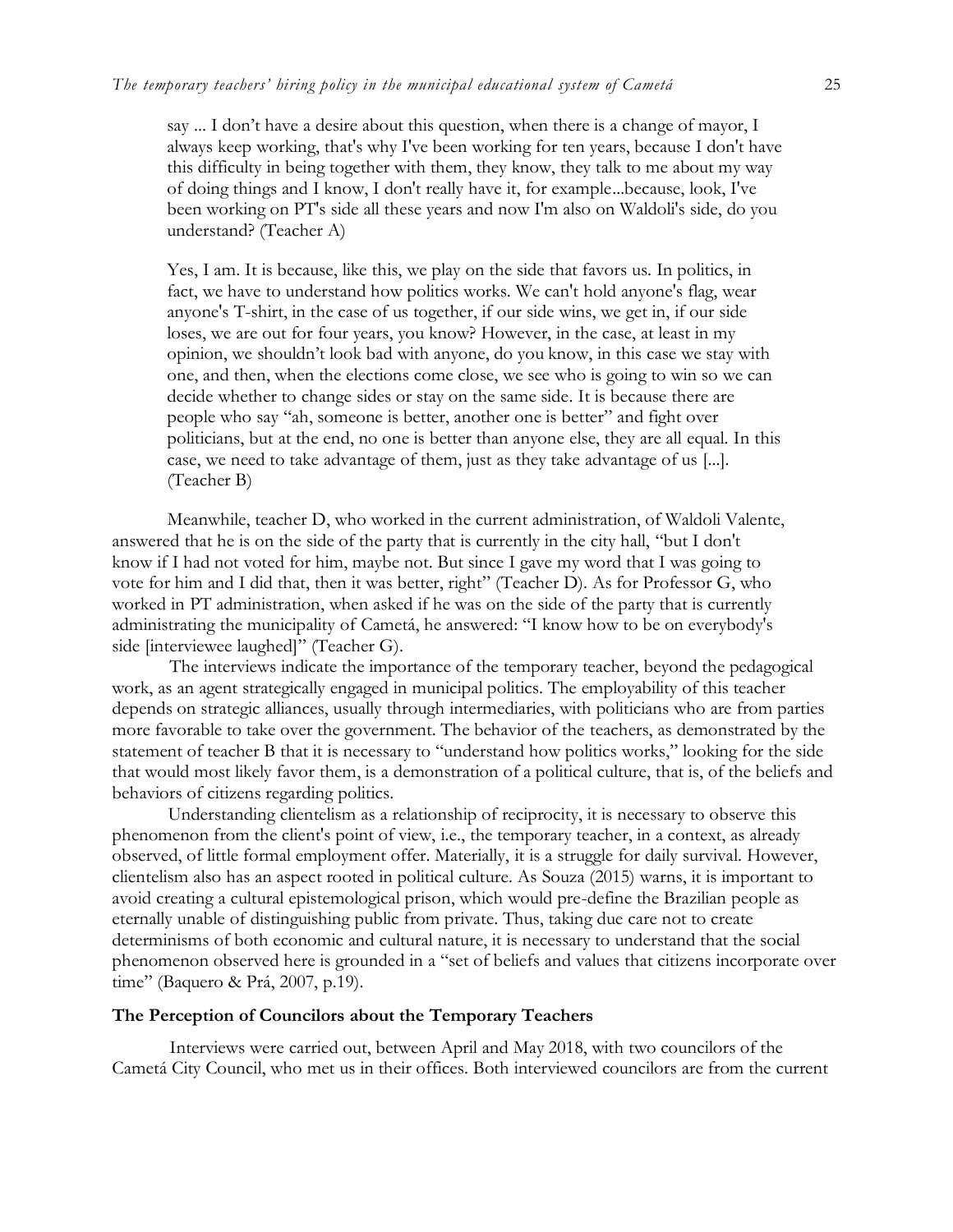> say ... I don't have a desire about this question, when there is a change of mayor, I always keep working, that's why I've been working for ten years, because I don't have this difficulty in being together with them, they know, they talk to me about my way of doing things and I know, I don't really have it, for example...because, look, I've been working on PT's side all these years and now I'm also on Waldoli's side, do you understand? (Teacher A)

> Yes, I am. It is because, like this, we play on the side that favors us. In politics, in fact, we have to understand how politics works. We can't hold anyone's flag, wear anyone's T-shirt, in the case of us together, if our side wins, we get in, if our side loses, we are out for four years, you know? However, in the case, at least in my opinion, we shouldn't look bad with anyone, do you know, in this case we stay with one, and then, when the elections come close, we see who is going to win so we can decide whether to change sides or stay on the same side. It is because there are people who say "ah, someone is better, another one is better" and fight over politicians, but at the end, no one is better than anyone else, they are all equal. In this case, we need to take advantage of them, just as they take advantage of us [...]. (Teacher B)

Meanwhile, teacher D, who worked in the current administration, of Waldoli Valente, answered that he is on the side of the party that is currently in the city hall, "but I don't know if I had not voted for him, maybe not. But since I gave my word that I was going to vote for him and I did that, then it was better, right" (Teacher D). As for Professor G, who worked in PT administration, when asked if he was on the side of the party that is currently administrating the municipality of Cametá, he answered: "I know how to be on everybody's side [interviewee laughed]" (Teacher G).

The interviews indicate the importance of the temporary teacher, beyond the pedagogical work, as an agent strategically engaged in municipal politics. The employability of this teacher depends on strategic alliances, usually through intermediaries, with politicians who are from parties more favorable to take over the government. The behavior of the teachers, as demonstrated by the statement of teacher B that it is necessary to "understand how politics works," looking for the side that would most likely favor them, is a demonstration of a political culture, that is, of the beliefs and behaviors of citizens regarding politics.

Understanding clientelism as a relationship of reciprocity, it is necessary to observe this phenomenon from the client's point of view, i.e., the temporary teacher, in a context, as already observed, of little formal employment offer. Materially, it is a struggle for daily survival. However, clientelism also has an aspect rooted in political culture. As Souza (2015) warns, it is important to avoid creating a cultural epistemological prison, which would pre-define the Brazilian people as eternally unable of distinguishing public from private. Thus, taking due care not to create determinisms of both economic and cultural nature, it is necessary to understand that the social phenomenon observed here is grounded in a "set of beliefs and values that citizens incorporate over time" (Baquero & Prá, 2007, p.19).

## The Perception of Councilors about the Temporary Teachers

Interviews were carried out, between April and May 2018, with two councilors of the Cametá City Council, who met us in their offices. Both interviewed councilors are from the current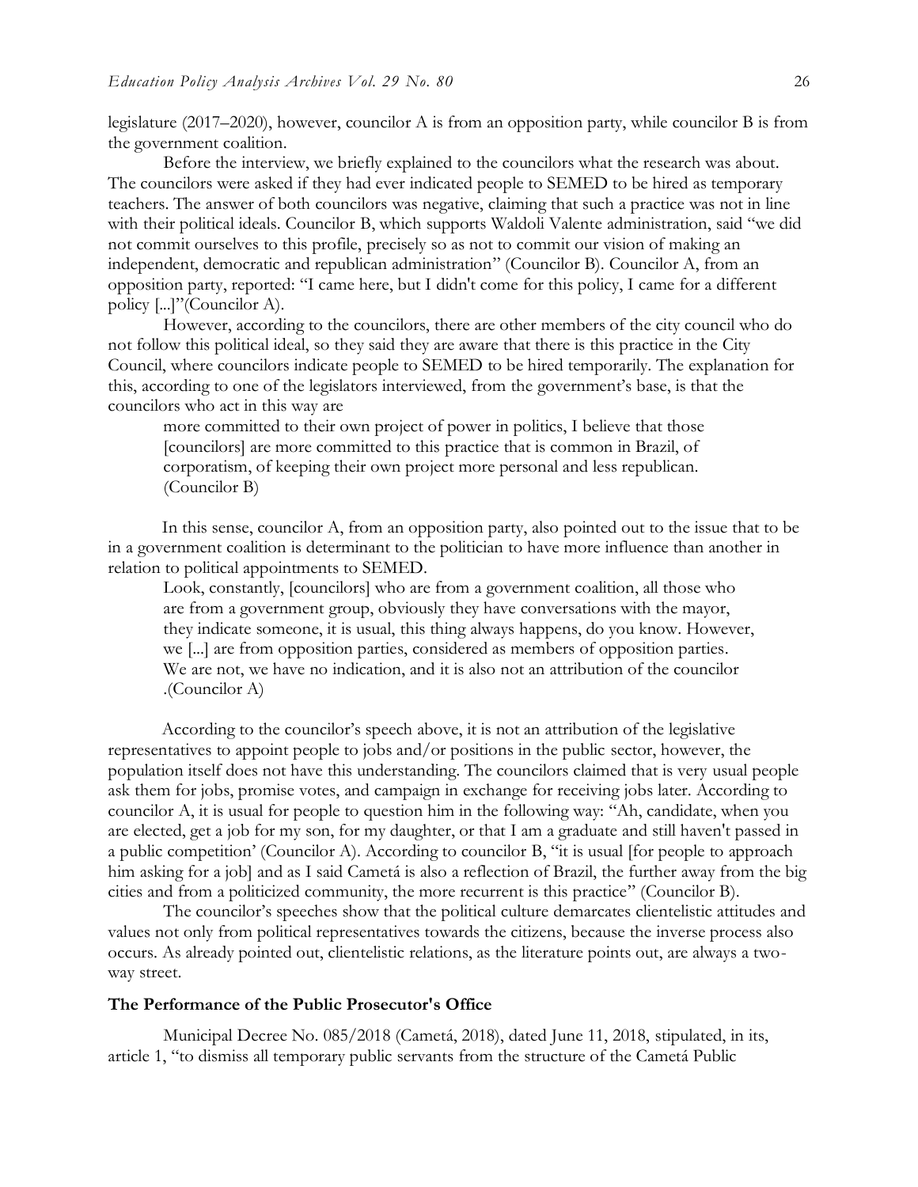legislature (2017–2020), however, councilor A is from an opposition party, while councilor B is from the government coalition.

Before the interview, we briefly explained to the councilors what the research was about. The councilors were asked if they had ever indicated people to SEMED to be hired as temporary teachers. The answer of both councilors was negative, claiming that such a practice was not in line with their political ideals. Councilor B, which supports Waldoli Valente administration, said "we did not commit ourselves to this profile, precisely so as not to commit our vision of making an independent, democratic and republican administration" (Councilor B). Councilor A, from an opposition party, reported: "I came here, but I didn't come for this policy, I came for a different policy [...]"(Councilor A).

However, according to the councilors, there are other members of the city council who do not follow this political ideal, so they said they are aware that there is this practice in the City Council, where councilors indicate people to SEMED to be hired temporarily. The explanation for this, according to one of the legislators interviewed, from the government's base, is that the councilors who act in this way are

> more committed to their own project of power in politics, I believe that those [councilors] are more committed to this practice that is common in Brazil, of corporatism, of keeping their own project more personal and less republican. (Councilor B)

In this sense, councilor A, from an opposition party, also pointed out to the issue that to be in a government coalition is determinant to the politician to have more influence than another in relation to political appointments to SEMED.

> Look, constantly, [councilors] who are from a government coalition, all those who are from a government group, obviously they have conversations with the mayor, they indicate someone, it is usual, this thing always happens, do you know. However, we [...] are from opposition parties, considered as members of opposition parties. We are not, we have no indication, and it is also not an attribution of the councilor .(Councilor A)

According to the councilor's speech above, it is not an attribution of the legislative representatives to appoint people to jobs and/or positions in the public sector, however, the population itself does not have this understanding. The councilors claimed that is very usual people ask them for jobs, promise votes, and campaign in exchange for receiving jobs later. According to councilor A, it is usual for people to question him in the following way: "Ah, candidate, when you are elected, get a job for my son, for my daughter, or that I am a graduate and still haven't passed in a public competition' (Councilor A). According to councilor B, "it is usual [for people to approach him asking for a job] and as I said Cametá is also a reflection of Brazil, the further away from the big cities and from a politicized community, the more recurrent is this practice" (Councilor B).

The councilor's speeches show that the political culture demarcates clientelistic attitudes and values not only from political representatives towards the citizens, because the inverse process also occurs. As already pointed out, clientelistic relations, as the literature points out, are always a two-way street.

## The Performance of the Public Prosecutor's Office

Municipal Decree No. 085/2018 (Cametá, 2018), dated June 11, 2018, stipulated, in its, article 1, "to dismiss all temporary public servants from the structure of the Cametá Public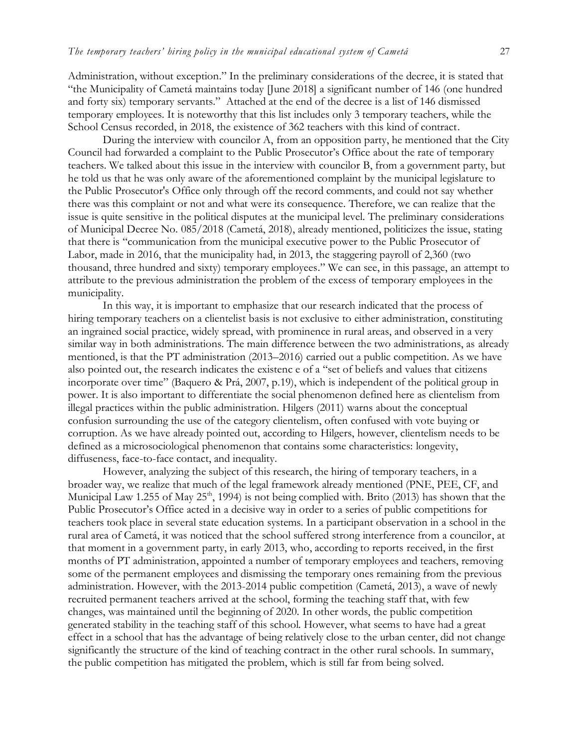Administration, without exception." In the preliminary considerations of the decree, it is stated that "the Municipality of Cametá maintains today [June 2018] a significant number of 146 (one hundred and forty six) temporary servants." Attached at the end of the decree is a list of 146 dismissed temporary employees. It is noteworthy that this list includes only 3 temporary teachers, while the School Census recorded, in 2018, the existence of 362 teachers with this kind of contract.

During the interview with councilor A, from an opposition party, he mentioned that the City Council had forwarded a complaint to the Public Prosecutor's Office about the rate of temporary teachers. We talked about this issue in the interview with councilor B, from a government party, but he told us that he was only aware of the aforementioned complaint by the municipal legislature to the Public Prosecutor's Office only through off the record comments, and could not say whether there was this complaint or not and what were its consequence. Therefore, we can realize that the issue is quite sensitive in the political disputes at the municipal level. The preliminary considerations of Municipal Decree No. 085/2018 (Cametá, 2018), already mentioned, politicizes the issue, stating that there is "communication from the municipal executive power to the Public Prosecutor of Labor, made in 2016, that the municipality had, in 2013, the staggering payroll of 2,360 (two thousand, three hundred and sixty) temporary employees." We can see, in this passage, an attempt to attribute to the previous administration the problem of the excess of temporary employees in the municipality.

In this way, it is important to emphasize that our research indicated that the process of hiring temporary teachers on a clientelist basis is not exclusive to either administration, constituting an ingrained social practice, widely spread, with prominence in rural areas, and observed in a very similar way in both administrations. The main difference between the two administrations, as already mentioned, is that the PT administration (2013–2016) carried out a public competition. As we have also pointed out, the research indicates the existenc e of a "set of beliefs and values that citizens incorporate over time" (Baquero & Prá, 2007, p.19), which is independent of the political group in power. It is also important to differentiate the social phenomenon defined here as clientelism from illegal practices within the public administration. Hilgers (2011) warns about the conceptual confusion surrounding the use of the category clientelism, often confused with vote buying or corruption. As we have already pointed out, according to Hilgers, however, clientelism needs to be defined as a microsociological phenomenon that contains some characteristics: longevity, diffuseness, face-to-face contact, and inequality.

However, analyzing the subject of this research, the hiring of temporary teachers, in a broader way, we realize that much of the legal framework already mentioned (PNE, PEE, CF, and Municipal Law 1.255 of May 25th, 1994) is not being complied with. Brito (2013) has shown that the Public Prosecutor's Office acted in a decisive way in order to a series of public competitions for teachers took place in several state education systems. In a participant observation in a school in the rural area of Cametá, it was noticed that the school suffered strong interference from a councilor, at that moment in a government party, in early 2013, who, according to reports received, in the first months of PT administration, appointed a number of temporary employees and teachers, removing some of the permanent employees and dismissing the temporary ones remaining from the previous administration. However, with the 2013-2014 public competition (Cametá, 2013), a wave of newly recruited permanent teachers arrived at the school, forming the teaching staff that, with few changes, was maintained until the beginning of 2020. In other words, the public competition generated stability in the teaching staff of this school. However, what seems to have had a great effect in a school that has the advantage of being relatively close to the urban center, did not change significantly the structure of the kind of teaching contract in the other rural schools. In summary, the public competition has mitigated the problem, which is still far from being solved.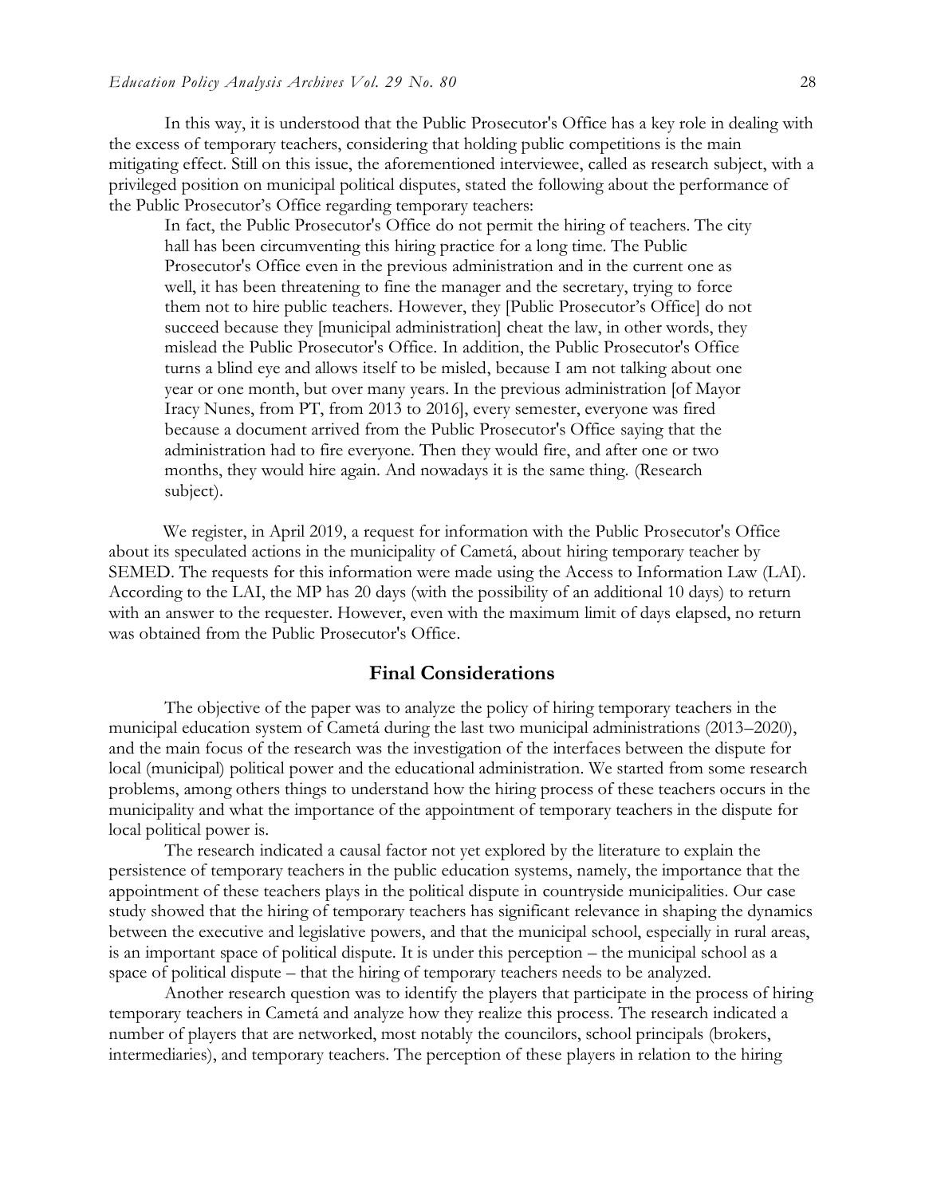In this way, it is understood that the Public Prosecutor's Office has a key role in dealing with the excess of temporary teachers, considering that holding public competitions is the main mitigating effect. Still on this issue, the aforementioned interviewee, called as research subject, with a privileged position on municipal political disputes, stated the following about the performance of the Public Prosecutor's Office regarding temporary teachers:

> In fact, the Public Prosecutor's Office do not permit the hiring of teachers. The city hall has been circumventing this hiring practice for a long time. The Public Prosecutor's Office even in the previous administration and in the current one as well, it has been threatening to fine the manager and the secretary, trying to force them not to hire public teachers. However, they [Public Prosecutor's Office] do not succeed because they [municipal administration] cheat the law, in other words, they mislead the Public Prosecutor's Office. In addition, the Public Prosecutor's Office turns a blind eye and allows itself to be misled, because I am not talking about one year or one month, but over many years. In the previous administration [of Mayor Iracy Nunes, from PT, from 2013 to 2016], every semester, everyone was fired because a document arrived from the Public Prosecutor's Office saying that the administration had to fire everyone. Then they would fire, and after one or two months, they would hire again. And nowadays it is the same thing. (Research subject).

We register, in April 2019, a request for information with the Public Prosecutor's Office about its speculated actions in the municipality of Cametá, about hiring temporary teacher by SEMED. The requests for this information were made using the Access to Information Law (LAI). According to the LAI, the MP has 20 days (with the possibility of an additional 10 days) to return with an answer to the requester. However, even with the maximum limit of days elapsed, no return was obtained from the Public Prosecutor's Office.

## Final Considerations

The objective of the paper was to analyze the policy of hiring temporary teachers in the municipal education system of Cametá during the last two municipal administrations (2013–2020), and the main focus of the research was the investigation of the interfaces between the dispute for local (municipal) political power and the educational administration. We started from some research problems, among others things to understand how the hiring process of these teachers occurs in the municipality and what the importance of the appointment of temporary teachers in the dispute for local political power is.

The research indicated a causal factor not yet explored by the literature to explain the persistence of temporary teachers in the public education systems, namely, the importance that the appointment of these teachers plays in the political dispute in countryside municipalities. Our case study showed that the hiring of temporary teachers has significant relevance in shaping the dynamics between the executive and legislative powers, and that the municipal school, especially in rural areas, is an important space of political dispute. It is under this perception – the municipal school as a space of political dispute – that the hiring of temporary teachers needs to be analyzed.

Another research question was to identify the players that participate in the process of hiring temporary teachers in Cametá and analyze how they realize this process. The research indicated a number of players that are networked, most notably the councilors, school principals (brokers, intermediaries), and temporary teachers. The perception of these players in relation to the hiring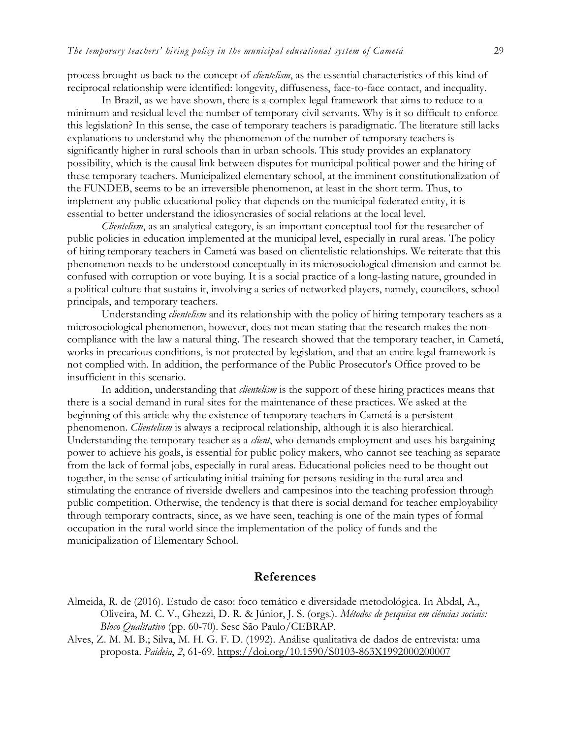process brought us back to the concept of *clientelism*, as the essential characteristics of this kind of reciprocal relationship were identified: longevity, diffuseness, face-to-face contact, and inequality.

In Brazil, as we have shown, there is a complex legal framework that aims to reduce to a minimum and residual level the number of temporary civil servants. Why is it so difficult to enforce this legislation? In this sense, the case of temporary teachers is paradigmatic. The literature still lacks explanations to understand why the phenomenon of the number of temporary teachers is significantly higher in rural schools than in urban schools. This study provides an explanatory possibility, which is the causal link between disputes for municipal political power and the hiring of these temporary teachers. Municipalized elementary school, at the imminent constitutionalization of the FUNDEB, seems to be an irreversible phenomenon, at least in the short term. Thus, to implement any public educational policy that depends on the municipal federated entity, it is essential to better understand the idiosyncrasies of social relations at the local level.

*Clientelism*, as an analytical category, is an important conceptual tool for the researcher of public policies in education implemented at the municipal level, especially in rural areas. The policy of hiring temporary teachers in Cametá was based on clientelistic relationships. We reiterate that this phenomenon needs to be understood conceptually in its microsociological dimension and cannot be confused with corruption or vote buying. It is a social practice of a long-lasting nature, grounded in a political culture that sustains it, involving a series of networked players, namely, councilors, school principals, and temporary teachers.

Understanding *clientelism* and its relationship with the policy of hiring temporary teachers as a microsociological phenomenon, however, does not mean stating that the research makes the non-compliance with the law a natural thing. The research showed that the temporary teacher, in Cametá, works in precarious conditions, is not protected by legislation, and that an entire legal framework is not complied with. In addition, the performance of the Public Prosecutor's Office proved to be insufficient in this scenario.

In addition, understanding that *clientelism* is the support of these hiring practices means that there is a social demand in rural sites for the maintenance of these practices. We asked at the beginning of this article why the existence of temporary teachers in Cametá is a persistent phenomenon. *Clientelism* is always a reciprocal relationship, although it is also hierarchical. Understanding the temporary teacher as a *client*, who demands employment and uses his bargaining power to achieve his goals, is essential for public policy makers, who cannot see teaching as separate from the lack of formal jobs, especially in rural areas. Educational policies need to be thought out together, in the sense of articulating initial training for persons residing in the rural area and stimulating the entrance of riverside dwellers and campesinos into the teaching profession through public competition. Otherwise, the tendency is that there is social demand for teacher employability through temporary contracts, since, as we have seen, teaching is one of the main types of formal occupation in the rural world since the implementation of the policy of funds and the municipalization of Elementary School.

## References

Almeida, R. de (2016). Estudo de caso: foco temático e diversidade metodológica. In Abdal, A., Oliveira, M. C. V., Ghezzi, D. R. & Júnior, J. S. (orgs.). *Métodos de pesquisa em ciências sociais: Bloco Qualitativo* (pp. 60-70). Sesc São Paulo/CEBRAP.

Alves, Z. M. M. B.; Silva, M. H. G. F. D. (1992). Análise qualitativa de dados de entrevista: uma proposta. *Paideia*, *2*, 61-69. https://doi.org/10.1590/S0103-863X1992000200007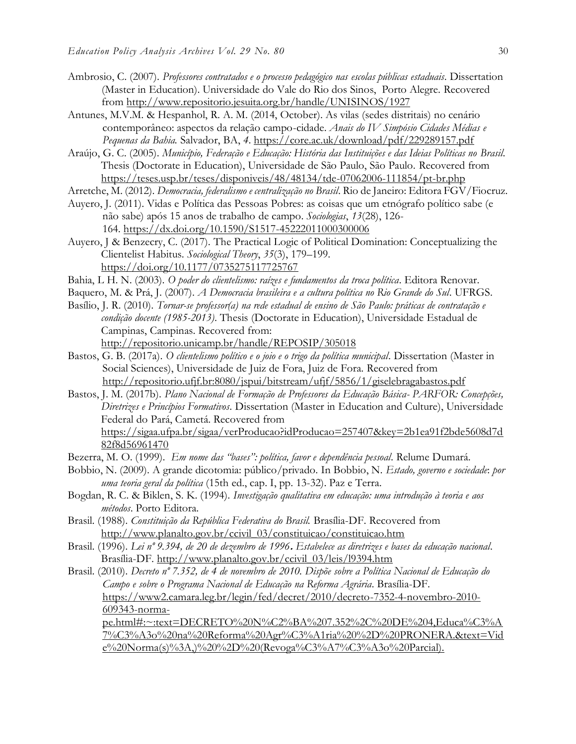Ambrosio, C. (2007). *Professores contratados e o processo pedagógico nas escolas públicas estaduais*. Dissertation (Master in Education). Universidade do Vale do Rio dos Sinos, Porto Alegre. Recovered from http://www.repositorio.jesuita.org.br/handle/UNISINOS/1927

Antunes, M.V.M. & Hespanhol, R. A. M. (2014, October). As vilas (sedes distritais) no cenário contemporâneo: aspectos da relação campo-cidade. *Anais do IV Simpósio Cidades Médias e Pequenas da Bahia.* Salvador, BA, *4*. https://core.ac.uk/download/pdf/229289157.pdf

Araújo, G. C. (2005). *Município, Federação e Educação: História das Instituições e das Ideias Políticas no Brasil.* Thesis (Doctorate in Education), Universidade de São Paulo, São Paulo. Recovered from https://teses.usp.br/teses/disponiveis/48/48134/tde-07062006-111854/pt-br.php

Arretche, M. (2012). *Democracia, federalismo e centralização no Brasil*. Rio de Janeiro: Editora FGV/Fiocruz.

Auyero, J. (2011). Vidas e Política das Pessoas Pobres: as coisas que um etnógrafo político sabe (e não sabe) após 15 anos de trabalho de campo. *Sociologias*, *13*(28), 126-164. https://dx.doi.org/10.1590/S1517-45222011000300006

Auyero, J & Benzecry, C. (2017). The Practical Logic of Political Domination: Conceptualizing the Clientelist Habitus. *Sociological Theory*, *35*(3), 179–199. https://doi.org/10.1177/0735275117725767

Bahia, L H. N. (2003). *O poder do clientelismo: raízes e fundamentos da troca política*. Editora Renovar.

Baquero, M. & Prá, J. (2007). *A Democracia brasileira e a cultura política no Rio Grande do Sul*. UFRGS.

Basílio, J. R. (2010). *Tornar-se professor(a) na rede estadual de ensino de São Paulo: práticas de contratação e condição docente (1985-2013).* Thesis (Doctorate in Education), Universidade Estadual de Campinas, Campinas. Recovered from: http://repositorio.unicamp.br/handle/REPOSIP/305018

Bastos, G. B. (2017a). *O clientelismo político e o joio e o trigo da política municipal*. Dissertation (Master in Social Sciences), Universidade de Juiz de Fora, Juiz de Fora. Recovered from http://repositorio.ufjf.br:8080/jspui/bitstream/ufjf/5856/1/giselebragabastos.pdf

Bastos, J. M. (2017b). *Plano Nacional de Formação de Professores da Educação Básica- PARFOR: Concepções, Diretrizes e Princípios Formativos*. Dissertation (Master in Education and Culture), Universidade Federal do Pará, Cametá. Recovered from https://sigaa.ufpa.br/sigaa/verProducao?idProducao=257407&key=2b1ea91f2bde5608d7d82f8d56961470

Bezerra, M. O. (1999). *Em nome das "bases": política, favor e dependência pessoal*. Relume Dumará.

Bobbio, N. (2009). A grande dicotomia: público/privado. In Bobbio, N. *Estado, governo e sociedade*: *por uma teoria geral da política* (15th ed., cap. I, pp. 13-32). Paz e Terra.

Bogdan, R. C. & Biklen, S. K. (1994). *Investigação qualitativa em educação: uma introdução à teoria e aos métodos*. Porto Editora.

Brasil. (1988). *Constituição da República Federativa do Brasil.* Brasília-DF. Recovered from http://www.planalto.gov.br/ccivil_03/constituicao/constituicao.htm

Brasil. (1996). *Lei nº 9.394, de 20 de dezembro de 1996***.** *Estabelece as diretrizes e bases da educação nacional*. Brasília-DF. http://www.planalto.gov.br/ccivil_03/leis/l9394.htm

Brasil. (2010). *Decreto nº 7.352, de 4 de novembro de 2010. Dispõe sobre a Política Nacional de Educação do Campo e sobre o Programa Nacional de Educação na Reforma Agrária*. Brasília-DF. https://www2.camara.leg.br/legin/fed/decret/2010/decreto-7352-4-novembro-2010-609343-norma-pe.html#:~:text=DECRETO%20N%C2%BA%207.352%2C%20DE%204,Educa%C3%A7%C3%A3o%20na%20Reforma%20Agr%C3%A1ria%20%2D%20PRONERA.&text=Vide%20Norma(s)%3A,)%20%2D%20(Revoga%C3%A7%C3%A3o%20Parcial).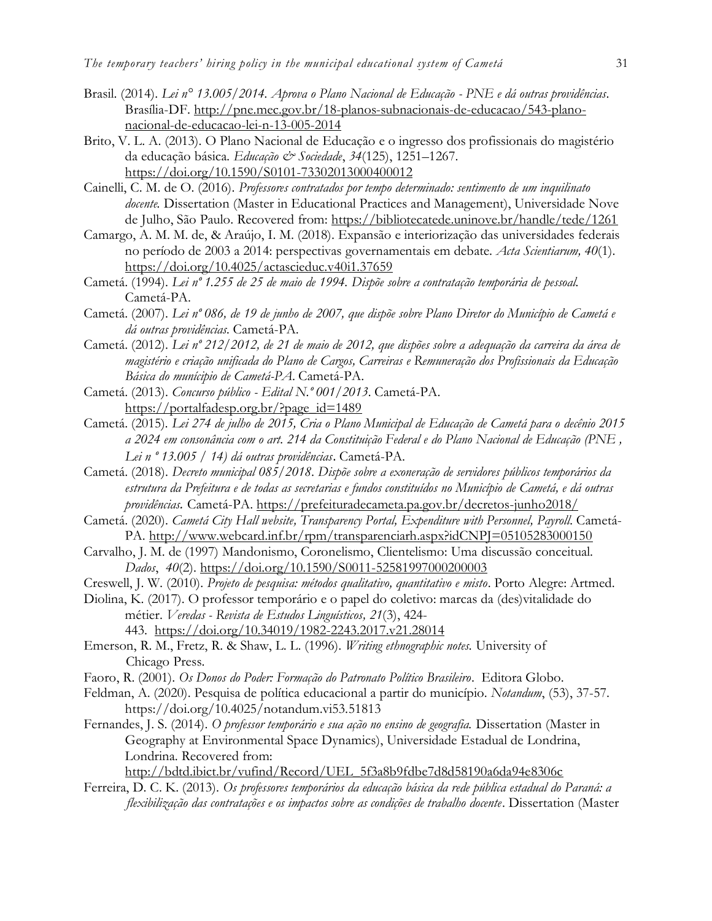Brasil. (2014). *Lei n° 13.005/2014. Aprova o Plano Nacional de Educação - PNE e dá outras providências*. Brasília-DF. http://pne.mec.gov.br/18-planos-subnacionais-de-educacao/543-plano-nacional-de-educacao-lei-n-13-005-2014

Brito, V. L. A. (2013). O Plano Nacional de Educação e o ingresso dos profissionais do magistério da educação básica. *Educação & Sociedade*, *34*(125), 1251–1267. https://doi.org/10.1590/S0101-73302013000400012

Cainelli, C. M. de O. (2016). *Professores contratados por tempo determinado: sentimento de um inquilinato docente.* Dissertation (Master in Educational Practices and Management), Universidade Nove de Julho, São Paulo. Recovered from: https://bibliotecatede.uninove.br/handle/tede/1261

Camargo, A. M. M. de, & Araújo, I. M. (2018). Expansão e interiorização das universidades federais no período de 2003 a 2014: perspectivas governamentais em debate. *Acta Scientiarum, 40*(1). https://doi.org/10.4025/actascieduc.v40i1.37659

Cametá. (1994). *Lei nº 1.255 de 25 de maio de 1994. Dispõe sobre a contratação temporária de pessoal.* Cametá-PA.

Cametá. (2007). *Lei nº 086, de 19 de junho de 2007, que dispõe sobre Plano Diretor do Município de Cametá e dá outras providências.* Cametá-PA.

Cametá. (2012). *Lei nº 212/2012, de 21 de maio de 2012, que dispões sobre a adequação da carreira da área de magistério e criação unificada do Plano de Cargos, Carreiras e Remuneração dos Profissionais da Educação Básica do munícipio de Cametá-PA.* Cametá-PA.

Cametá. (2013). *Concurso público - Edital N.º 001/2013.* Cametá-PA. https://portalfadesp.org.br/?page_id=1489

Cametá. (2015). *Lei 274 de julho de 2015, Cria o Plano Municipal de Educação de Cametá para o decênio 2015 a 2024 em consonância com o art. 214 da Constituição Federal e do Plano Nacional de Educação (PNE , Lei n º 13.005 / 14) dá outras providências*. Cametá-PA.

Cametá. (2018). *Decreto municipal 085/2018. Dispõe sobre a exoneração de servidores públicos temporários da estrutura da Prefeitura e de todas as secretarias e fundos constituídos no Município de Cametá, e dá outras providências.* Cametá-PA. https://prefeituradecameta.pa.gov.br/decretos-junho2018/

Cametá. (2020). *Cametá City Hall website, Transparency Portal, Expenditure with Personnel, Payroll.* Cametá-PA. http://www.webcard.inf.br/rpm/transparenciarh.aspx?idCNPJ=05105283000150

Carvalho, J. M. de (1997) Mandonismo, Coronelismo, Clientelismo: Uma discussão conceitual. *Dados*, *40*(2). https://doi.org/10.1590/S0011-52581997000200003

Creswell, J. W. (2010). *Projeto de pesquisa: métodos qualitativo, quantitativo e misto*. Porto Alegre: Artmed.

Diolina, K. (2017). O professor temporário e o papel do coletivo: marcas da (des)vitalidade do métier. *Veredas - Revista de Estudos Linguísticos, 21*(3), 424-443. https://doi.org/10.34019/1982-2243.2017.v21.28014

Emerson, R. M., Fretz, R. & Shaw, L. L. (1996). *Writing ethnographic notes.* University of Chicago Press.

Faoro, R. (2001). *Os Donos do Poder: Formação do Patronato Político Brasileiro*. Editora Globo.

Feldman, A. (2020). Pesquisa de política educacional a partir do município. *Notandum*, (53), 37-57. https://doi.org/10.4025/notandum.vi53.51813

Fernandes, J. S. (2014). *O professor temporário e sua ação no ensino de geografia.* Dissertation (Master in Geography at Environmental Space Dynamics), Universidade Estadual de Londrina, Londrina. Recovered from: http://bdtd.ibict.br/vufind/Record/UEL_5f3a8b9fdbe7d8d58190a6da94e8306c

Ferreira, D. C. K. (2013). *Os professores temporários da educação básica da rede pública estadual do Paraná: a flexibilização das contratações e os impactos sobre as condições de trabalho docente*. Dissertation (Master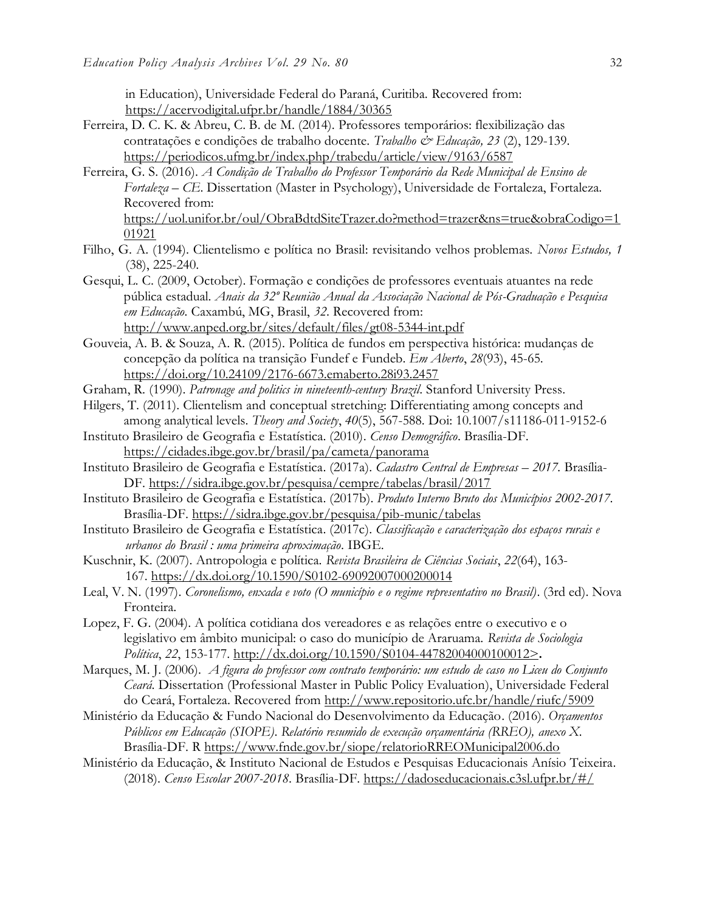in Education), Universidade Federal do Paraná, Curitiba. Recovered from: https://acervodigital.ufpr.br/handle/1884/30365

Ferreira, D. C. K. & Abreu, C. B. de M. (2014). Professores temporários: flexibilização das contratações e condições de trabalho docente. *Trabalho & Educação, 23* (2), 129-139. https://periodicos.ufmg.br/index.php/trabedu/article/view/9163/6587

Ferreira, G. S. (2016). *A Condição de Trabalho do Professor Temporário da Rede Municipal de Ensino de Fortaleza – CE*. Dissertation (Master in Psychology), Universidade de Fortaleza, Fortaleza. Recovered from: https://uol.unifor.br/oul/ObraBdtdSiteTrazer.do?method=trazer&ns=true&obraCodigo=101921

Filho, G. A. (1994). Clientelismo e política no Brasil: revisitando velhos problemas. *Novos Estudos, 1* (38), 225-240.

Gesqui, L. C. (2009, October). Formação e condições de professores eventuais atuantes na rede pública estadual. *Anais da 32ª Reunião Anual da Associação Nacional de Pós-Graduação e Pesquisa em Educação*. Caxambú, MG, Brasil, *32*. Recovered from: http://www.anped.org.br/sites/default/files/gt08-5344-int.pdf

Gouveia, A. B. & Souza, A. R. (2015). Política de fundos em perspectiva histórica: mudanças de concepção da política na transição Fundef e Fundeb. *Em Aberto*, *28*(93), 45-65. https://doi.org/10.24109/2176-6673.emaberto.28i93.2457

Graham, R. (1990). *Patronage and politics in nineteenth-century Brazil*. Stanford University Press.

Hilgers, T. (2011). Clientelism and conceptual stretching: Differentiating among concepts and among analytical levels. *Theory and Society*, *40*(5), 567-588. Doi: 10.1007/s11186-011-9152-6

Instituto Brasileiro de Geografia e Estatística. (2010). *Censo Demográfico*. Brasília-DF. https://cidades.ibge.gov.br/brasil/pa/cameta/panorama

Instituto Brasileiro de Geografia e Estatística. (2017a). *Cadastro Central de Empresas – 2017*. Brasília-DF. https://sidra.ibge.gov.br/pesquisa/cempre/tabelas/brasil/2017

Instituto Brasileiro de Geografia e Estatística. (2017b). *Produto Interno Bruto dos Municípios 2002-2017*. Brasília-DF. https://sidra.ibge.gov.br/pesquisa/pib-munic/tabelas

Instituto Brasileiro de Geografia e Estatística. (2017c). *Classificação e caracterização dos espaços rurais e urbanos do Brasil : uma primeira aproximação*. IBGE.

Kuschnir, K. (2007). Antropologia e política. *Revista Brasileira de Ciências Sociais*, *22*(64), 163-167. https://dx.doi.org/10.1590/S0102-69092007000200014

Leal, V. N. (1997). *Coronelismo, enxada e voto (O município e o regime representativo no Brasil)*. (3rd ed). Nova Fronteira.

Lopez, F. G. (2004). A política cotidiana dos vereadores e as relações entre o executivo e o legislativo em âmbito municipal: o caso do município de Araruama. *Revista de Sociologia Política*, *22*, 153-177. http://dx.doi.org/10.1590/S0104-44782004000100012>.

Marques, M. J. (2006). *A figura do professor com contrato temporário: um estudo de caso no Liceu do Conjunto Ceará*. Dissertation (Professional Master in Public Policy Evaluation), Universidade Federal do Ceará, Fortaleza. Recovered from http://www.repositorio.ufc.br/handle/riufc/5909

Ministério da Educação & Fundo Nacional do Desenvolvimento da Educação. (2016). *Orçamentos Públicos em Educação (SIOPE). Relatório resumido de execução orçamentária (RREO), anexo X*. Brasília-DF. R https://www.fnde.gov.br/siope/relatorioRREOMunicipal2006.do

Ministério da Educação, & Instituto Nacional de Estudos e Pesquisas Educacionais Anísio Teixeira. (2018). *Censo Escolar 2007-2018*. Brasília-DF. https://dadoseducacionais.c3sl.ufpr.br/#/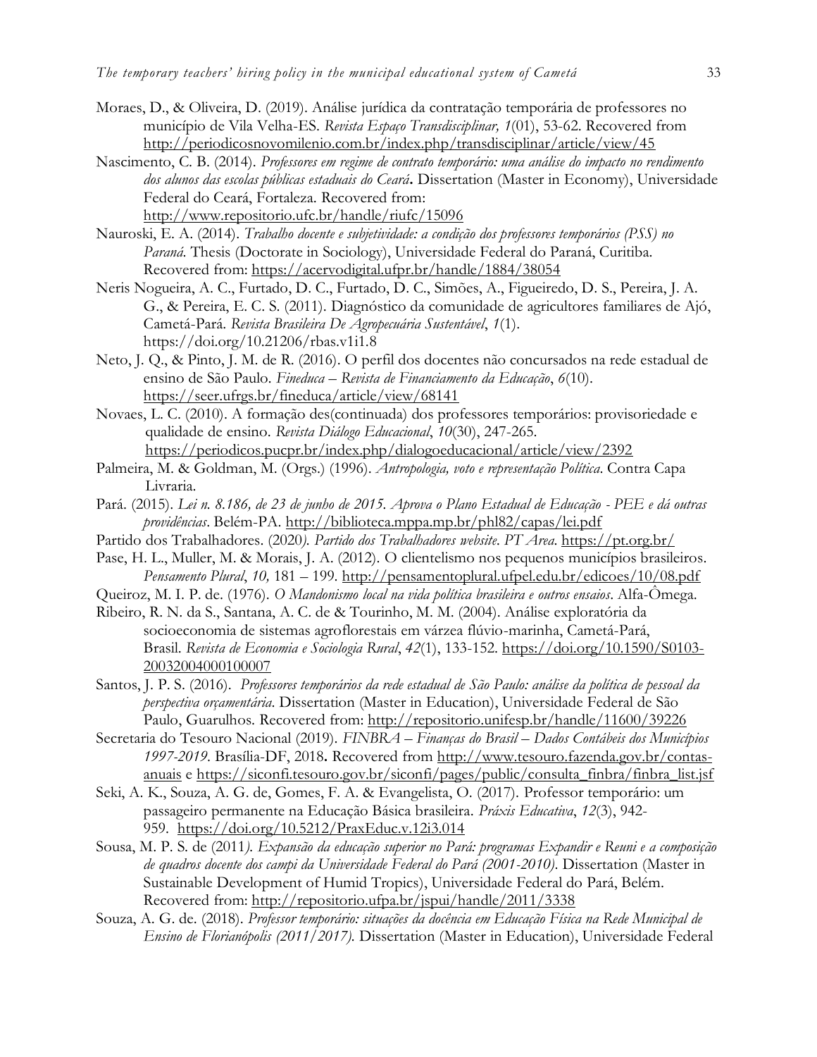Moraes, D., & Oliveira, D. (2019). Análise jurídica da contratação temporária de professores no município de Vila Velha-ES. *Revista Espaço Transdisciplinar, 1*(01), 53-62. Recovered from http://periodicosnovomilenio.com.br/index.php/transdisciplinar/article/view/45

Nascimento, C. B. (2014). *Professores em regime de contrato temporário: uma análise do impacto no rendimento dos alunos das escolas públicas estaduais do Ceará***.** Dissertation (Master in Economy), Universidade Federal do Ceará, Fortaleza. Recovered from: http://www.repositorio.ufc.br/handle/riufc/15096

Nauroski, E. A. (2014). *Trabalho docente e subjetividade: a condição dos professores temporários (PSS) no Paraná*. Thesis (Doctorate in Sociology), Universidade Federal do Paraná, Curitiba. Recovered from: https://acervodigital.ufpr.br/handle/1884/38054

Neris Nogueira, A. C., Furtado, D. C., Furtado, D. C., Simões, A., Figueiredo, D. S., Pereira, J. A. G., & Pereira, E. C. S. (2011). Diagnóstico da comunidade de agricultores familiares de Ajó, Cametá-Pará. *Revista Brasileira De Agropecuária Sustentável*, *1*(1). https://doi.org/10.21206/rbas.v1i1.8

Neto, J. Q., & Pinto, J. M. de R. (2016). O perfil dos docentes não concursados na rede estadual de ensino de São Paulo. *Fineduca – Revista de Financiamento da Educação*, *6*(10). https://seer.ufrgs.br/fineduca/article/view/68141

Novaes, L. C. (2010). A formação des(continuada) dos professores temporários: provisoriedade e qualidade de ensino. *Revista Diálogo Educacional*, *10*(30), 247-265. https://periodicos.pucpr.br/index.php/dialogoeducacional/article/view/2392

Palmeira, M. & Goldman, M. (Orgs.) (1996). *Antropologia, voto e representação Política*. Contra Capa Livraria.

Pará. (2015). *Lei n. 8.186, de 23 de junho de 2015. Aprova o Plano Estadual de Educação - PEE e dá outras providências*. Belém-PA. http://biblioteca.mppa.mp.br/phl82/capas/lei.pdf

Partido dos Trabalhadores. (2020*). Partido dos Trabalhadores website*. *PT Area*. https://pt.org.br/

Pase, H. L., Muller, M. & Morais, J. A. (2012). O clientelismo nos pequenos municípios brasileiros. *Pensamento Plural*, *10,* 181 – 199. http://pensamentoplural.ufpel.edu.br/edicoes/10/08.pdf

Queiroz, M. I. P. de. (1976). *O Mandonismo local na vida política brasileira e outros ensaios*. Alfa-Ômega.

Ribeiro, R. N. da S., Santana, A. C. de & Tourinho, M. M. (2004). Análise exploratória da socioeconomia de sistemas agroflorestais em várzea flúvio-marinha, Cametá-Pará, Brasil. *Revista de Economia e Sociologia Rural*, *42*(1), 133-152. https://doi.org/10.1590/S0103-20032004000100007

Santos, J. P. S. (2016). *Professores temporários da rede estadual de São Paulo: análise da política de pessoal da perspectiva orçamentária*. Dissertation (Master in Education), Universidade Federal de São Paulo, Guarulhos. Recovered from: http://repositorio.unifesp.br/handle/11600/39226

Secretaria do Tesouro Nacional (2019). *FINBRA – Finanças do Brasil – Dados Contábeis dos Municípios 1997-2019*. Brasília-DF, 2018**.** Recovered from http://www.tesouro.fazenda.gov.br/contas-anuais e https://siconfi.tesouro.gov.br/siconfi/pages/public/consulta_finbra/finbra_list.jsf

Seki, A. K., Souza, A. G. de, Gomes, F. A. & Evangelista, O. (2017). Professor temporário: um passageiro permanente na Educação Básica brasileira. *Práxis Educativa*, *12*(3), 942-959. https://doi.org/10.5212/PraxEduc.v.12i3.014

Sousa, M. P. S. de (2011*). Expansão da educação superior no Pará: programas Expandir e Reuni e a composição de quadros docente dos campi da Universidade Federal do Pará (2001-2010)*. Dissertation (Master in Sustainable Development of Humid Tropics), Universidade Federal do Pará, Belém. Recovered from: http://repositorio.ufpa.br/jspui/handle/2011/3338

Souza, A. G. de. (2018). *Professor temporário: situações da docência em Educação Física na Rede Municipal de Ensino de Florianópolis (2011/2017).* Dissertation (Master in Education), Universidade Federal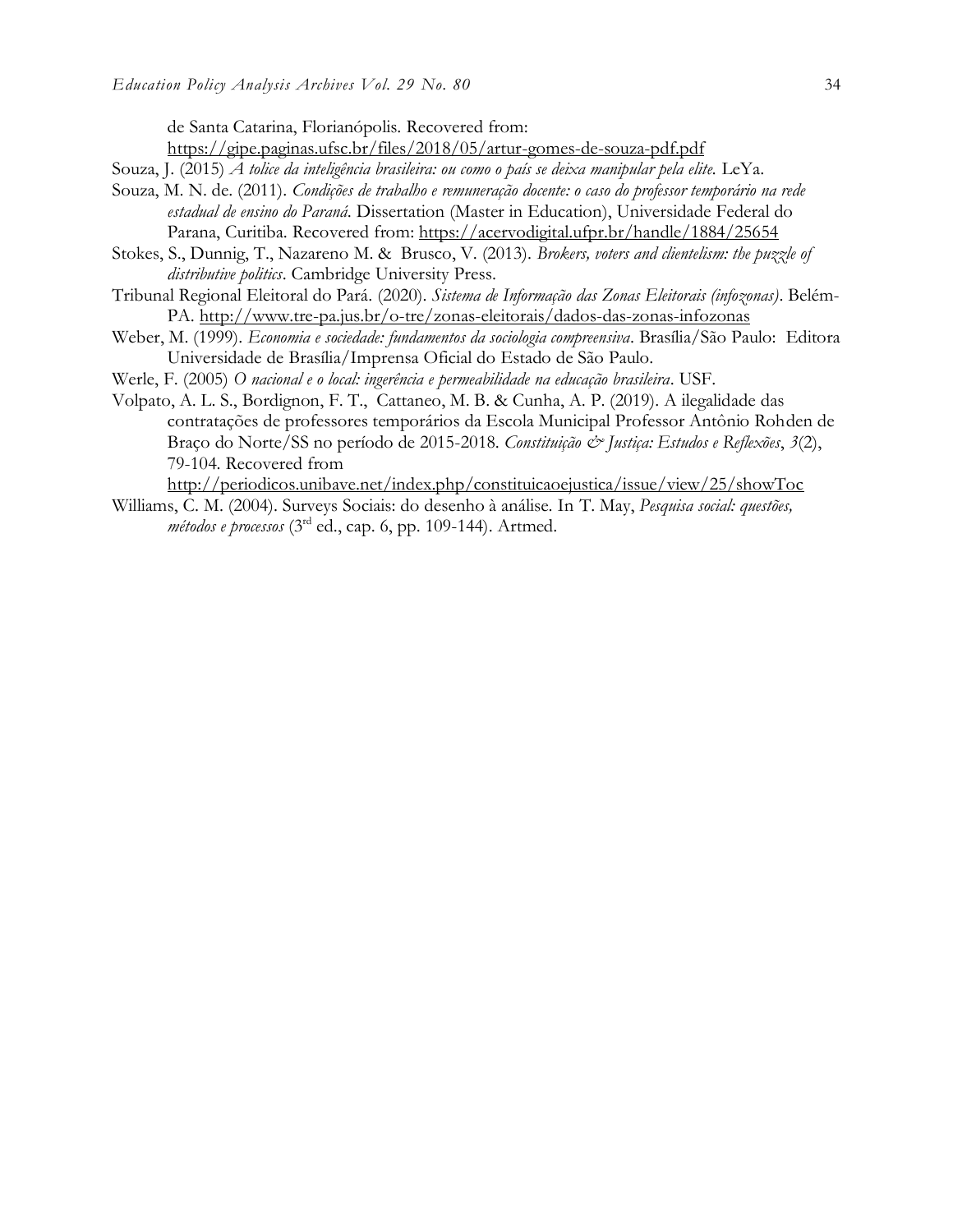de Santa Catarina, Florianópolis. Recovered from: https://gipe.paginas.ufsc.br/files/2018/05/artur-gomes-de-souza-pdf.pdf

Souza, J. (2015) *A tolice da inteligência brasileira: ou como o país se deixa manipular pela elite.* LeYa.

Souza, M. N. de. (2011). *Condições de trabalho e remuneração docente: o caso do professor temporário na rede estadual de ensino do Paraná*. Dissertation (Master in Education), Universidade Federal do Parana, Curitiba. Recovered from: https://acervodigital.ufpr.br/handle/1884/25654

Stokes, S., Dunnig, T., Nazareno M. & Brusco, V. (2013). *Brokers, voters and clientelism: the puzzle of distributive politics*. Cambridge University Press.

Tribunal Regional Eleitoral do Pará. (2020). *Sistema de Informação das Zonas Eleitorais (infozonas)*. Belém-PA. http://www.tre-pa.jus.br/o-tre/zonas-eleitorais/dados-das-zonas-infozonas

Weber, M. (1999). *Economia e sociedade: fundamentos da sociologia compreensiva*. Brasília/São Paulo: Editora Universidade de Brasília/Imprensa Oficial do Estado de São Paulo.

Werle, F. (2005) *O nacional e o local: ingerência e permeabilidade na educação brasileira*. USF.

Volpato, A. L. S., Bordignon, F. T., Cattaneo, M. B. & Cunha, A. P. (2019). A ilegalidade das contratações de professores temporários da Escola Municipal Professor Antônio Rohden de Braço do Norte/SS no período de 2015-2018. *Constituição & Justiça: Estudos e Reflexões*, *3*(2), 79-104. Recovered from http://periodicos.unibave.net/index.php/constituicaoejustica/issue/view/25/showToc

Williams, C. M. (2004). Surveys Sociais: do desenho à análise. In T. May, *Pesquisa social: questões, métodos e processos* (3rd ed., cap. 6, pp. 109-144). Artmed.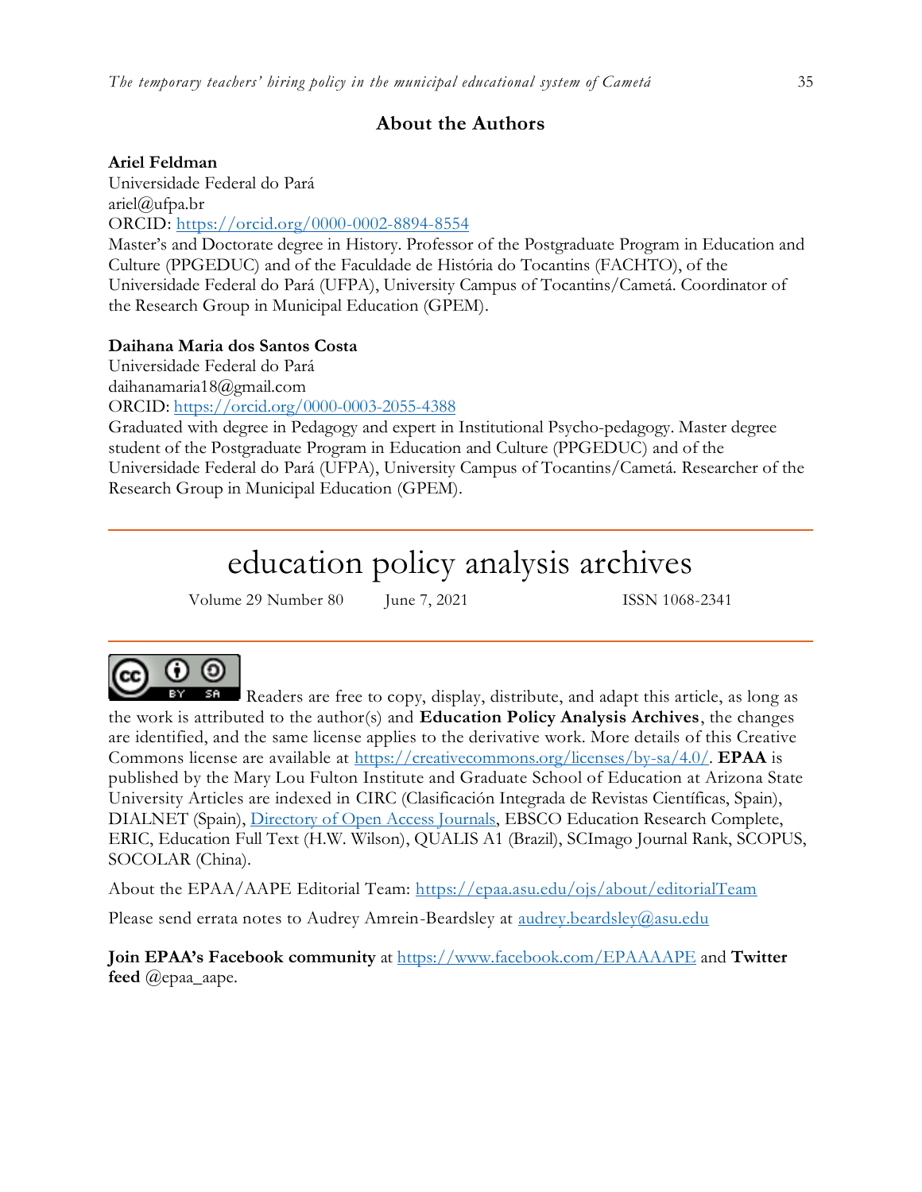## About the Authors

**Ariel Feldman**
Universidade Federal do Pará
ariel@ufpa.br
ORCID: https://orcid.org/0000-0002-8894-8554
Master's and Doctorate degree in History. Professor of the Postgraduate Program in Education and Culture (PPGEDUC) and of the Faculdade de História do Tocantins (FACHTO), of the Universidade Federal do Pará (UFPA), University Campus of Tocantins/Cametá. Coordinator of the Research Group in Municipal Education (GPEM).

**Daihana Maria dos Santos Costa**
Universidade Federal do Pará
daihanamaria18@gmail.com
ORCID: https://orcid.org/0000-0003-2055-4388
Graduated with degree in Pedagogy and expert in Institutional Psycho-pedagogy. Master degree student of the Postgraduate Program in Education and Culture (PPGEDUC) and of the Universidade Federal do Pará (UFPA), University Campus of Tocantins/Cametá. Researcher of the Research Group in Municipal Education (GPEM).

---

# education policy analysis archives

Volume 29 Number 80 June 7, 2021 ISSN 1068-2341

---

Readers are free to copy, display, distribute, and adapt this article, as long as the work is attributed to the author(s) and **Education Policy Analysis Archives**, the changes are identified, and the same license applies to the derivative work. More details of this Creative Commons license are available at https://creativecommons.org/licenses/by-sa/4.0/. **EPAA** is published by the Mary Lou Fulton Institute and Graduate School of Education at Arizona State University Articles are indexed in CIRC (Clasificación Integrada de Revistas Científicas, Spain), DIALNET (Spain), Directory of Open Access Journals, EBSCO Education Research Complete, ERIC, Education Full Text (H.W. Wilson), QUALIS A1 (Brazil), SCImago Journal Rank, SCOPUS, SOCOLAR (China).

About the EPAA/AAPE Editorial Team: https://epaa.asu.edu/ojs/about/editorialTeam

Please send errata notes to Audrey Amrein-Beardsley at audrey.beardsley@asu.edu

**Join EPAA's Facebook community** at https://www.facebook.com/EPAAAAPE and **Twitter feed** @epaa_aape.